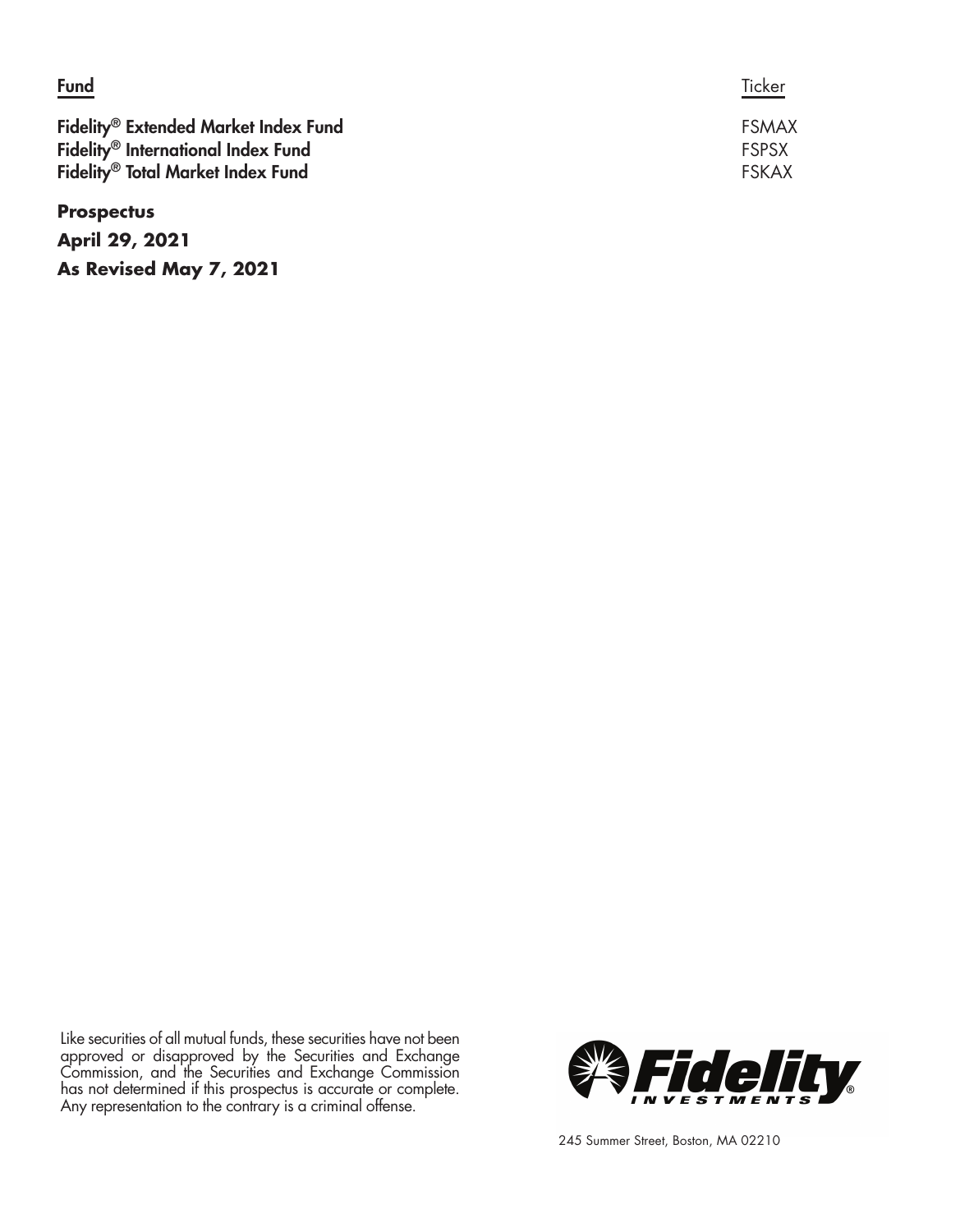| Fund | Ticker |
| --- | --- |
| **Fidelity® Extended Market Index Fund** | FSMAX |
| **Fidelity® International Index Fund** | FSPSX |
| **Fidelity® Total Market Index Fund** | FSKAX |

# Prospectus

**April 29, 2021**

**As Revised May 7, 2021**

Like securities of all mutual funds, these securities have not been approved or disapproved by the Securities and Exchange Commission, and the Securities and Exchange Commission has not determined if this prospectus is accurate or complete. Any representation to the contrary is a criminal offense.

Fidelity INVESTMENTS®

245 Summer Street, Boston, MA 02210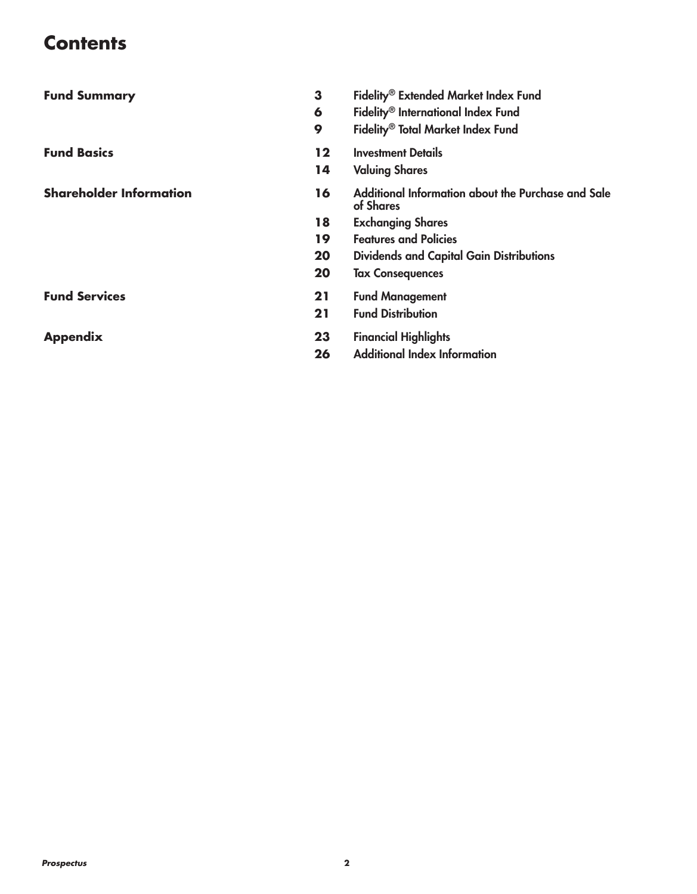# Contents

| | | |
|---|---|---|
| **Fund Summary** | **3** | Fidelity® Extended Market Index Fund |
| | **6** | Fidelity® International Index Fund |
| | **9** | Fidelity® Total Market Index Fund |
| **Fund Basics** | **12** | Investment Details |
| | **14** | Valuing Shares |
| **Shareholder Information** | **16** | Additional Information about the Purchase and Sale of Shares |
| | **18** | Exchanging Shares |
| | **19** | Features and Policies |
| | **20** | Dividends and Capital Gain Distributions |
| | **20** | Tax Consequences |
| **Fund Services** | **21** | Fund Management |
| | **21** | Fund Distribution |
| **Appendix** | **23** | Financial Highlights |
| | **26** | Additional Index Information |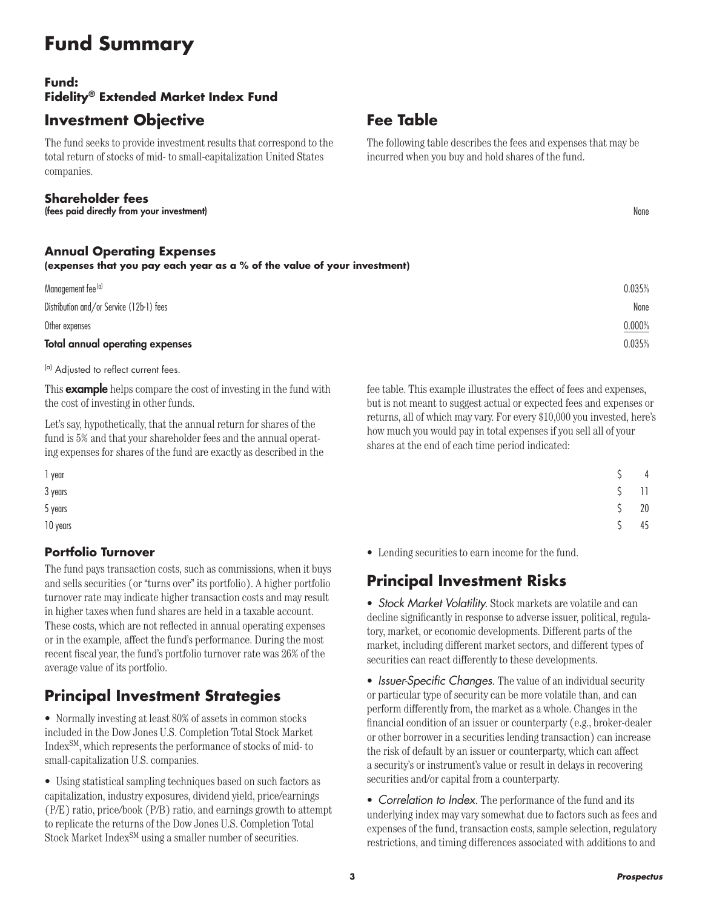# Fund Summary

**Fund:**
**Fidelity® Extended Market Index Fund**

## Investment Objective

The fund seeks to provide investment results that correspond to the total return of stocks of mid- to small-capitalization United States companies.

## Fee Table

The following table describes the fees and expenses that may be incurred when you buy and hold shares of the fund.

| **Shareholder fees** (fees paid directly from your investment) | None |
|---|---|

**Annual Operating Expenses**
**(expenses that you pay each year as a % of the value of your investment)**

| | |
|---|---|
| Management fee[(a)] | 0.035% |
| Distribution and/or Service (12b-1) fees | None |
| Other expenses | 0.000% |
| **Total annual operating expenses** | 0.035% |

[(a)] Adjusted to reflect current fees.

This **example** helps compare the cost of investing in the fund with the cost of investing in other funds.

Let's say, hypothetically, that the annual return for shares of the fund is 5% and that your shareholder fees and the annual operating expenses for shares of the fund are exactly as described in the fee table. This example illustrates the effect of fees and expenses, but is not meant to suggest actual or expected fees and expenses or returns, all of which may vary. For every $10,000 you invested, here's how much you would pay in total expenses if you sell all of your shares at the end of each time period indicated:

| | |
|---|---|
| 1 year | $ 4 |
| 3 years | $ 11 |
| 5 years | $ 20 |
| 10 years | $ 45 |

### Portfolio Turnover

The fund pays transaction costs, such as commissions, when it buys and sells securities (or "turns over" its portfolio). A higher portfolio turnover rate may indicate higher transaction costs and may result in higher taxes when fund shares are held in a taxable account. These costs, which are not reflected in annual operating expenses or in the example, affect the fund's performance. During the most recent fiscal year, the fund's portfolio turnover rate was 26% of the average value of its portfolio.

## Principal Investment Strategies

- Normally investing at least 80% of assets in common stocks included in the Dow Jones U.S. Completion Total Stock Market Index[SM], which represents the performance of stocks of mid- to small-capitalization U.S. companies.
- Using statistical sampling techniques based on such factors as capitalization, industry exposures, dividend yield, price/earnings (P/E) ratio, price/book (P/B) ratio, and earnings growth to attempt to replicate the returns of the Dow Jones U.S. Completion Total Stock Market Index[SM] using a smaller number of securities.
- Lending securities to earn income for the fund.

## Principal Investment Risks

- *Stock Market Volatility.* Stock markets are volatile and can decline significantly in response to adverse issuer, political, regulatory, market, or economic developments. Different parts of the market, including different market sectors, and different types of securities can react differently to these developments.
- *Issuer-Specific Changes.* The value of an individual security or particular type of security can be more volatile than, and can perform differently from, the market as a whole. Changes in the financial condition of an issuer or counterparty (e.g., broker-dealer or other borrower in a securities lending transaction) can increase the risk of default by an issuer or counterparty, which can affect a security's or instrument's value or result in delays in recovering securities and/or capital from a counterparty.
- *Correlation to Index.* The performance of the fund and its underlying index may vary somewhat due to factors such as fees and expenses of the fund, transaction costs, sample selection, regulatory restrictions, and timing differences associated with additions to and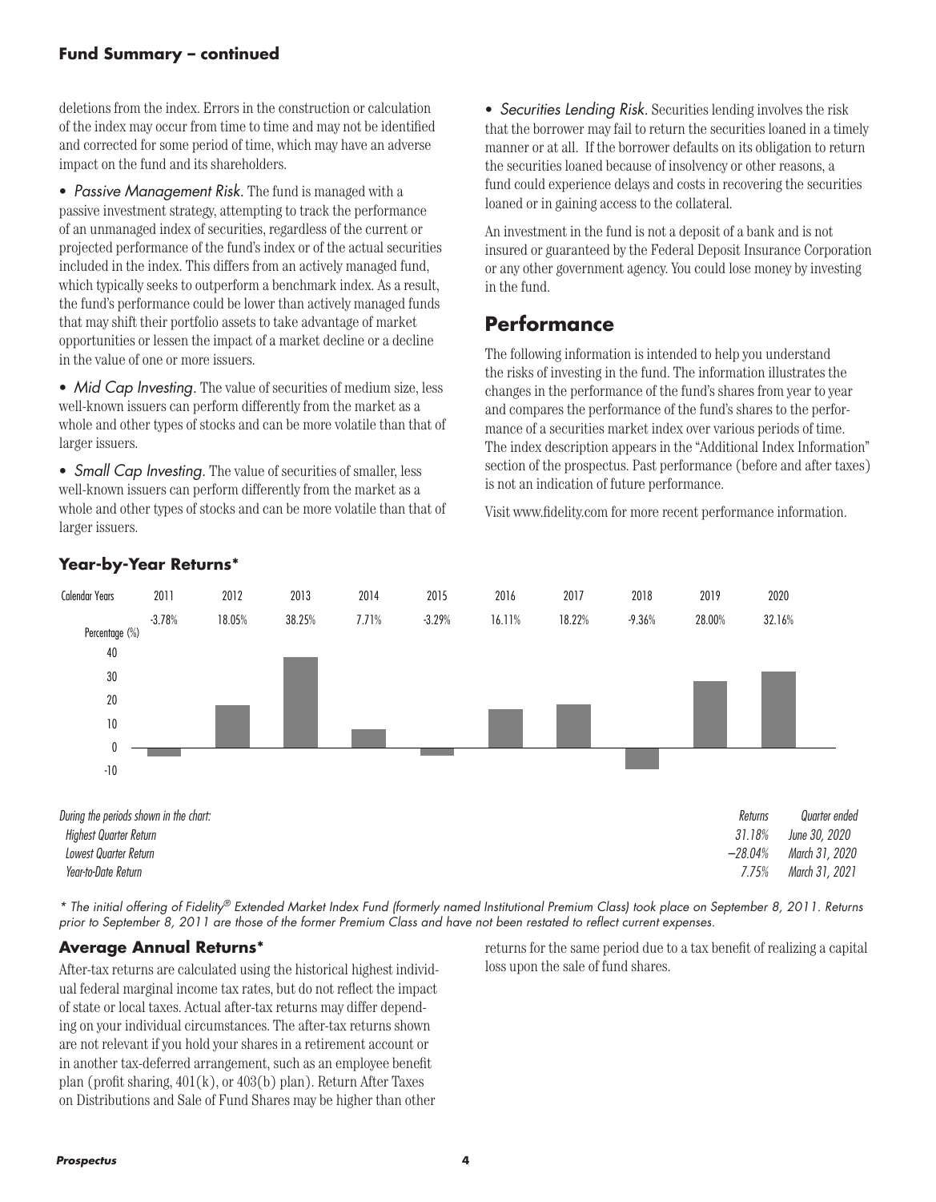**Fund Summary – continued**

deletions from the index. Errors in the construction or calculation of the index may occur from time to time and may not be identified and corrected for some period of time, which may have an adverse impact on the fund and its shareholders.

- *Passive Management Risk.* The fund is managed with a passive investment strategy, attempting to track the performance of an unmanaged index of securities, regardless of the current or projected performance of the fund's index or of the actual securities included in the index. This differs from an actively managed fund, which typically seeks to outperform a benchmark index. As a result, the fund's performance could be lower than actively managed funds that may shift their portfolio assets to take advantage of market opportunities or lessen the impact of a market decline or a decline in the value of one or more issuers.
- *Mid Cap Investing.* The value of securities of medium size, less well-known issuers can perform differently from the market as a whole and other types of stocks and can be more volatile than that of larger issuers.
- *Small Cap Investing.* The value of securities of smaller, less well-known issuers can perform differently from the market as a whole and other types of stocks and can be more volatile than that of larger issuers.
- *Securities Lending Risk.* Securities lending involves the risk that the borrower may fail to return the securities loaned in a timely manner or at all. If the borrower defaults on its obligation to return the securities loaned because of insolvency or other reasons, a fund could experience delays and costs in recovering the securities loaned or in gaining access to the collateral.

An investment in the fund is not a deposit of a bank and is not insured or guaranteed by the Federal Deposit Insurance Corporation or any other government agency. You could lose money by investing in the fund.

## Performance

The following information is intended to help you understand the risks of investing in the fund. The information illustrates the changes in the performance of the fund's shares from year to year and compares the performance of the fund's shares to the performance of a securities market index over various periods of time. The index description appears in the "Additional Index Information" section of the prospectus. Past performance (before and after taxes) is not an indication of future performance.

Visit www.fidelity.com for more recent performance information.

### Year-by-Year Returns*

| Calendar Years | 2011 | 2012 | 2013 | 2014 | 2015 | 2016 | 2017 | 2018 | 2019 | 2020 |
|---|---|---|---|---|---|---|---|---|---|---|
| Percentage (%) | -3.78% | 18.05% | 38.25% | 7.71% | -3.29% | 16.11% | 18.22% | -9.36% | 28.00% | 32.16% |

| *During the periods shown in the chart:* | *Returns* | *Quarter ended* |
|---|---|---|
| *Highest Quarter Return* | *31.18%* | *June 30, 2020* |
| *Lowest Quarter Return* | *−28.04%* | *March 31, 2020* |
| *Year-to-Date Return* | *7.75%* | *March 31, 2021* |

*\* The initial offering of Fidelity® Extended Market Index Fund (formerly named Institutional Premium Class) took place on September 8, 2011. Returns prior to September 8, 2011 are those of the former Premium Class and have not been restated to reflect current expenses.*

### Average Annual Returns*

After-tax returns are calculated using the historical highest individual federal marginal income tax rates, but do not reflect the impact of state or local taxes. Actual after-tax returns may differ depending on your individual circumstances. The after-tax returns shown are not relevant if you hold your shares in a retirement account or in another tax-deferred arrangement, such as an employee benefit plan (profit sharing, 401(k), or 403(b) plan). Return After Taxes on Distributions and Sale of Fund Shares may be higher than other returns for the same period due to a tax benefit of realizing a capital loss upon the sale of fund shares.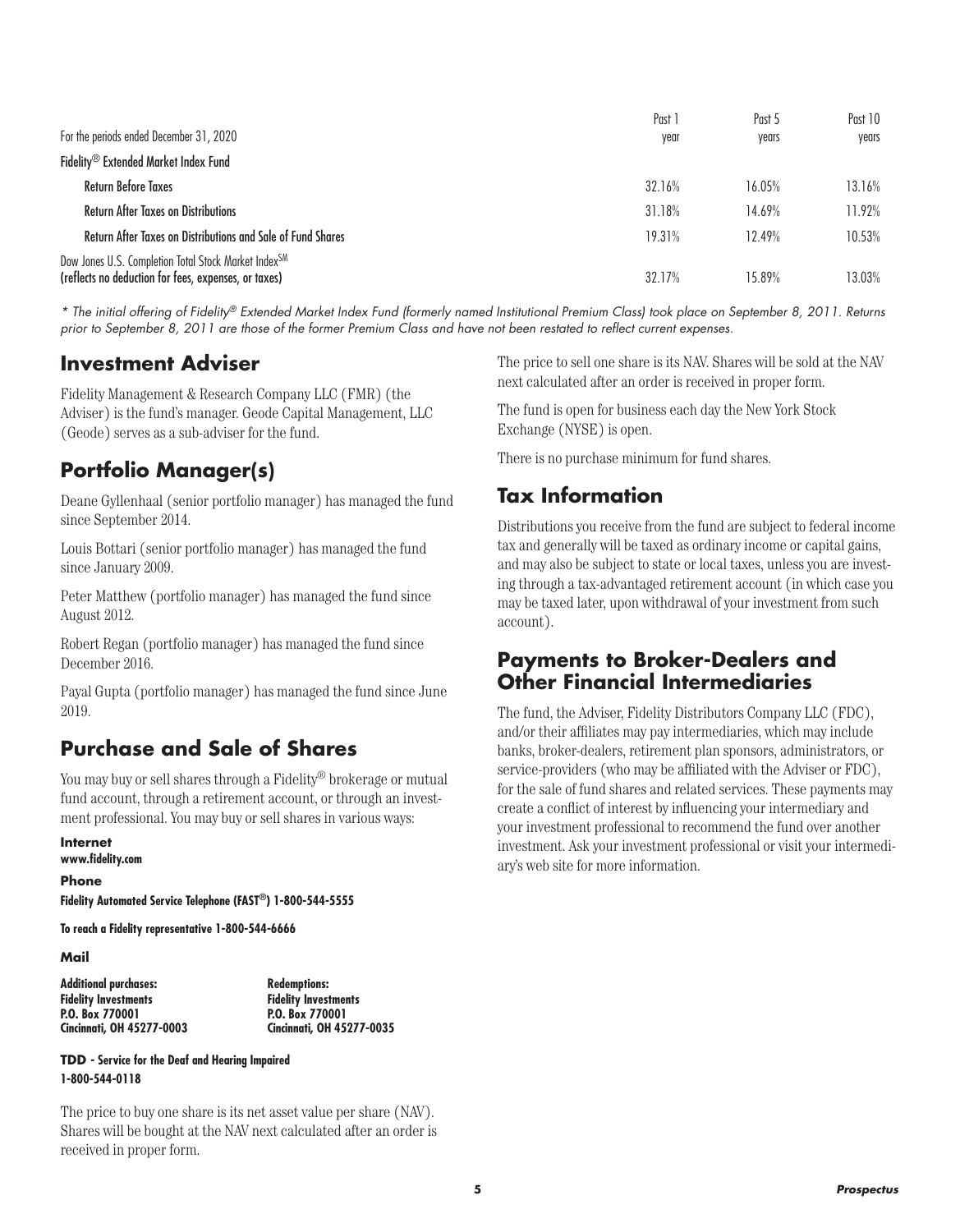| For the periods ended December 31, 2020 | Past 1 year | Past 5 years | Past 10 years |
| --- | --- | --- | --- |
| Fidelity® Extended Market Index Fund | | | |
| **Return Before Taxes** | 32.16% | 16.05% | 13.16% |
| **Return After Taxes on Distributions** | 31.18% | 14.69% | 11.92% |
| **Return After Taxes on Distributions and Sale of Fund Shares** | 19.31% | 12.49% | 10.53% |
| Dow Jones U.S. Completion Total Stock Market Index[SM] (reflects no deduction for fees, expenses, or taxes) | 32.17% | 15.89% | 13.03% |

*\* The initial offering of Fidelity® Extended Market Index Fund (formerly named Institutional Premium Class) took place on September 8, 2011. Returns prior to September 8, 2011 are those of the former Premium Class and have not been restated to reflect current expenses.*

## Investment Adviser

Fidelity Management & Research Company LLC (FMR) (the Adviser) is the fund's manager. Geode Capital Management, LLC (Geode) serves as a sub-adviser for the fund.

## Portfolio Manager(s)

Deane Gyllenhaal (senior portfolio manager) has managed the fund since September 2014.

Louis Bottari (senior portfolio manager) has managed the fund since January 2009.

Peter Matthew (portfolio manager) has managed the fund since August 2012.

Robert Regan (portfolio manager) has managed the fund since December 2016.

Payal Gupta (portfolio manager) has managed the fund since June 2019.

## Purchase and Sale of Shares

You may buy or sell shares through a Fidelity® brokerage or mutual fund account, through a retirement account, or through an investment professional. You may buy or sell shares in various ways:

**Internet**
**www.fidelity.com**

**Phone**
**Fidelity Automated Service Telephone (FAST®) 1-800-544-5555**

**To reach a Fidelity representative 1-800-544-6666**

**Mail**

| **Additional purchases:** | **Redemptions:** |
| --- | --- |
| **Fidelity Investments** | **Fidelity Investments** |
| **P.O. Box 770001** | **P.O. Box 770001** |
| **Cincinnati, OH 45277-0003** | **Cincinnati, OH 45277-0035** |

**TDD - Service for the Deaf and Hearing Impaired**
**1-800-544-0118**

The price to buy one share is its net asset value per share (NAV). Shares will be bought at the NAV next calculated after an order is received in proper form.

The price to sell one share is its NAV. Shares will be sold at the NAV next calculated after an order is received in proper form.

The fund is open for business each day the New York Stock Exchange (NYSE) is open.

There is no purchase minimum for fund shares.

## Tax Information

Distributions you receive from the fund are subject to federal income tax and generally will be taxed as ordinary income or capital gains, and may also be subject to state or local taxes, unless you are investing through a tax-advantaged retirement account (in which case you may be taxed later, upon withdrawal of your investment from such account).

## Payments to Broker-Dealers and Other Financial Intermediaries

The fund, the Adviser, Fidelity Distributors Company LLC (FDC), and/or their affiliates may pay intermediaries, which may include banks, broker-dealers, retirement plan sponsors, administrators, or service-providers (who may be affiliated with the Adviser or FDC), for the sale of fund shares and related services. These payments may create a conflict of interest by influencing your intermediary and your investment professional to recommend the fund over another investment. Ask your investment professional or visit your intermediary's web site for more information.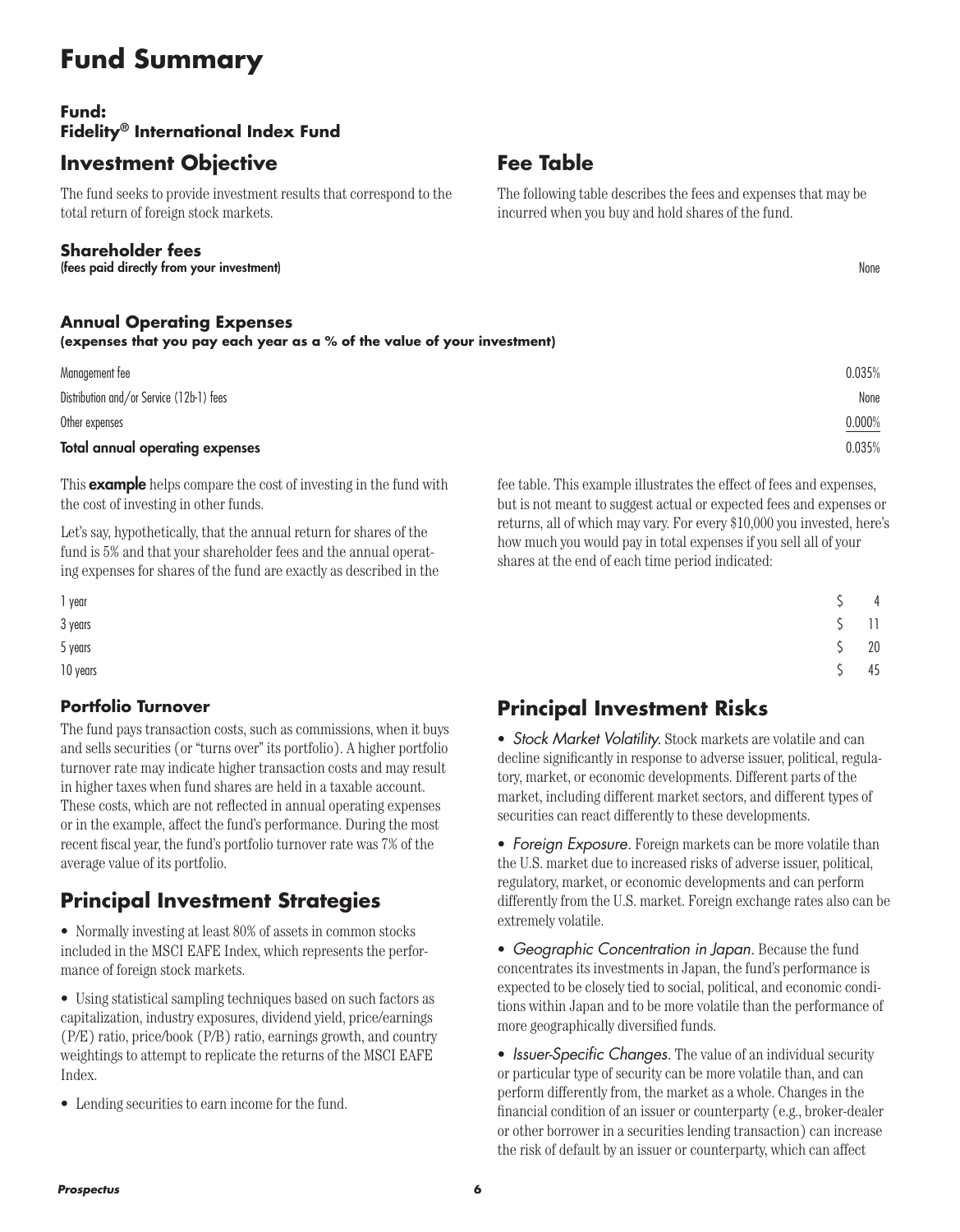# Fund Summary

**Fund:**
**Fidelity® International Index Fund**

## Investment Objective

The fund seeks to provide investment results that correspond to the total return of foreign stock markets.

## Fee Table

The following table describes the fees and expenses that may be incurred when you buy and hold shares of the fund.

### Shareholder fees

**(fees paid directly from your investment)**

| | |
|---|---|
| Shareholder fees (fees paid directly from your investment) | None |

### Annual Operating Expenses

**(expenses that you pay each year as a % of the value of your investment)**

| | |
|---|---|
| Management fee | 0.035% |
| Distribution and/or Service (12b-1) fees | None |
| Other expenses | 0.000% |
| **Total annual operating expenses** | 0.035% |

This **example** helps compare the cost of investing in the fund with the cost of investing in other funds.

Let's say, hypothetically, that the annual return for shares of the fund is 5% and that your shareholder fees and the annual operating expenses for shares of the fund are exactly as described in the fee table. This example illustrates the effect of fees and expenses, but is not meant to suggest actual or expected fees and expenses or returns, all of which may vary. For every $10,000 you invested, here's how much you would pay in total expenses if you sell all of your shares at the end of each time period indicated:

| | |
|---|---|
| 1 year | $ 4 |
| 3 years | $ 11 |
| 5 years | $ 20 |
| 10 years | $ 45 |

### Portfolio Turnover

The fund pays transaction costs, such as commissions, when it buys and sells securities (or "turns over" its portfolio). A higher portfolio turnover rate may indicate higher transaction costs and may result in higher taxes when fund shares are held in a taxable account. These costs, which are not reflected in annual operating expenses or in the example, affect the fund's performance. During the most recent fiscal year, the fund's portfolio turnover rate was 7% of the average value of its portfolio.

## Principal Investment Strategies

- Normally investing at least 80% of assets in common stocks included in the MSCI EAFE Index, which represents the performance of foreign stock markets.
- Using statistical sampling techniques based on such factors as capitalization, industry exposures, dividend yield, price/earnings (P/E) ratio, price/book (P/B) ratio, earnings growth, and country weightings to attempt to replicate the returns of the MSCI EAFE Index.
- Lending securities to earn income for the fund.

## Principal Investment Risks

- *Stock Market Volatility.* Stock markets are volatile and can decline significantly in response to adverse issuer, political, regulatory, market, or economic developments. Different parts of the market, including different market sectors, and different types of securities can react differently to these developments.
- *Foreign Exposure.* Foreign markets can be more volatile than the U.S. market due to increased risks of adverse issuer, political, regulatory, market, or economic developments and can perform differently from the U.S. market. Foreign exchange rates also can be extremely volatile.
- *Geographic Concentration in Japan.* Because the fund concentrates its investments in Japan, the fund's performance is expected to be closely tied to social, political, and economic conditions within Japan and to be more volatile than the performance of more geographically diversified funds.
- *Issuer-Specific Changes.* The value of an individual security or particular type of security can be more volatile than, and can perform differently from, the market as a whole. Changes in the financial condition of an issuer or counterparty (e.g., broker-dealer or other borrower in a securities lending transaction) can increase the risk of default by an issuer or counterparty, which can affect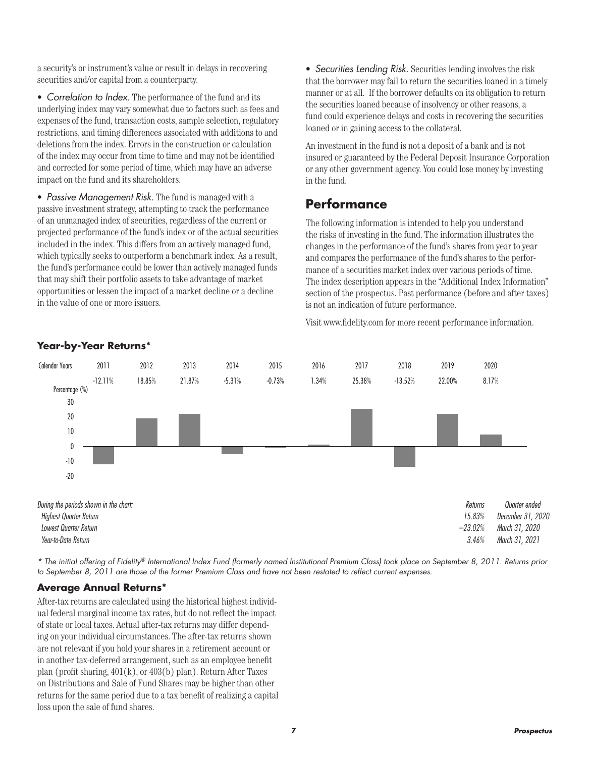a security's or instrument's value or result in delays in recovering securities and/or capital from a counterparty.

- *Correlation to Index.* The performance of the fund and its underlying index may vary somewhat due to factors such as fees and expenses of the fund, transaction costs, sample selection, regulatory restrictions, and timing differences associated with additions to and deletions from the index. Errors in the construction or calculation of the index may occur from time to time and may not be identified and corrected for some period of time, which may have an adverse impact on the fund and its shareholders.

- *Passive Management Risk.* The fund is managed with a passive investment strategy, attempting to track the performance of an unmanaged index of securities, regardless of the current or projected performance of the fund's index or of the actual securities included in the index. This differs from an actively managed fund, which typically seeks to outperform a benchmark index. As a result, the fund's performance could be lower than actively managed funds that may shift their portfolio assets to take advantage of market opportunities or lessen the impact of a market decline or a decline in the value of one or more issuers.

- *Securities Lending Risk.* Securities lending involves the risk that the borrower may fail to return the securities loaned in a timely manner or at all. If the borrower defaults on its obligation to return the securities loaned because of insolvency or other reasons, a fund could experience delays and costs in recovering the securities loaned or in gaining access to the collateral.

An investment in the fund is not a deposit of a bank and is not insured or guaranteed by the Federal Deposit Insurance Corporation or any other government agency. You could lose money by investing in the fund.

## Performance

The following information is intended to help you understand the risks of investing in the fund. The information illustrates the changes in the performance of the fund's shares from year to year and compares the performance of the fund's shares to the performance of a securities market index over various periods of time. The index description appears in the "Additional Index Information" section of the prospectus. Past performance (before and after taxes) is not an indication of future performance.

Visit www.fidelity.com for more recent performance information.

### Year-by-Year Returns*

| Calendar Years | 2011 | 2012 | 2013 | 2014 | 2015 | 2016 | 2017 | 2018 | 2019 | 2020 |
|---|---|---|---|---|---|---|---|---|---|---|
| Percentage (%) | -12.11% | 18.85% | 21.87% | -5.31% | -0.73% | 1.34% | 25.38% | -13.52% | 22.00% | 8.17% |

| *During the periods shown in the chart:* | *Returns* | *Quarter ended* |
|---|---|---|
| *Highest Quarter Return* | *15.83%* | *December 31, 2020* |
| *Lowest Quarter Return* | *−23.02%* | *March 31, 2020* |
| *Year-to-Date Return* | *3.46%* | *March 31, 2021* |

*\* The initial offering of Fidelity® International Index Fund (formerly named Institutional Premium Class) took place on September 8, 2011. Returns prior to September 8, 2011 are those of the former Premium Class and have not been restated to reflect current expenses.*

### Average Annual Returns*

After-tax returns are calculated using the historical highest individual federal marginal income tax rates, but do not reflect the impact of state or local taxes. Actual after-tax returns may differ depending on your individual circumstances. The after-tax returns shown are not relevant if you hold your shares in a retirement account or in another tax-deferred arrangement, such as an employee benefit plan (profit sharing, 401(k), or 403(b) plan). Return After Taxes on Distributions and Sale of Fund Shares may be higher than other returns for the same period due to a tax benefit of realizing a capital loss upon the sale of fund shares.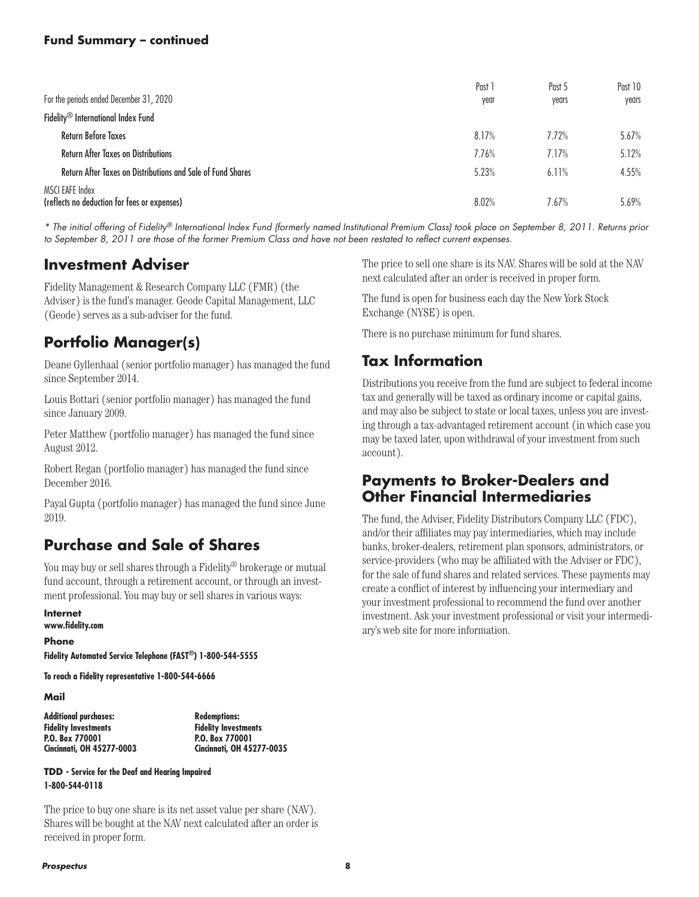**Fund Summary – continued**

| For the periods ended December 31, 2020 | Past 1 year | Past 5 years | Past 10 years |
|---|---|---|---|
| Fidelity® International Index Fund | | | |
| **Return Before Taxes** | 8.17% | 7.72% | 5.67% |
| **Return After Taxes on Distributions** | 7.76% | 7.17% | 5.12% |
| **Return After Taxes on Distributions and Sale of Fund Shares** | 5.23% | 6.11% | 4.55% |
| MSCI EAFE Index (reflects no deduction for fees or expenses) | 8.02% | 7.67% | 5.69% |

*\* The initial offering of Fidelity® International Index Fund (formerly named Institutional Premium Class) took place on September 8, 2011. Returns prior to September 8, 2011 are those of the former Premium Class and have not been restated to reflect current expenses.*

## Investment Adviser

Fidelity Management & Research Company LLC (FMR) (the Adviser) is the fund's manager. Geode Capital Management, LLC (Geode) serves as a sub-adviser for the fund.

## Portfolio Manager(s)

Deane Gyllenhaal (senior portfolio manager) has managed the fund since September 2014.

Louis Bottari (senior portfolio manager) has managed the fund since January 2009.

Peter Matthew (portfolio manager) has managed the fund since August 2012.

Robert Regan (portfolio manager) has managed the fund since December 2016.

Payal Gupta (portfolio manager) has managed the fund since June 2019.

## Purchase and Sale of Shares

You may buy or sell shares through a Fidelity® brokerage or mutual fund account, through a retirement account, or through an investment professional. You may buy or sell shares in various ways:

**Internet**
**www.fidelity.com**

**Phone**
**Fidelity Automated Service Telephone (FAST®) 1-800-544-5555**

**To reach a Fidelity representative 1-800-544-6666**

**Mail**

| **Additional purchases:** | **Redemptions:** |
|---|---|
| **Fidelity Investments** | **Fidelity Investments** |
| **P.O. Box 770001** | **P.O. Box 770001** |
| **Cincinnati, OH 45277-0003** | **Cincinnati, OH 45277-0035** |

**TDD - Service for the Deaf and Hearing Impaired**
**1-800-544-0118**

The price to buy one share is its net asset value per share (NAV). Shares will be bought at the NAV next calculated after an order is received in proper form.

The price to sell one share is its NAV. Shares will be sold at the NAV next calculated after an order is received in proper form.

The fund is open for business each day the New York Stock Exchange (NYSE) is open.

There is no purchase minimum for fund shares.

## Tax Information

Distributions you receive from the fund are subject to federal income tax and generally will be taxed as ordinary income or capital gains, and may also be subject to state or local taxes, unless you are investing through a tax-advantaged retirement account (in which case you may be taxed later, upon withdrawal of your investment from such account).

## Payments to Broker-Dealers and Other Financial Intermediaries

The fund, the Adviser, Fidelity Distributors Company LLC (FDC), and/or their affiliates may pay intermediaries, which may include banks, broker-dealers, retirement plan sponsors, administrators, or service-providers (who may be affiliated with the Adviser or FDC), for the sale of fund shares and related services. These payments may create a conflict of interest by influencing your intermediary and your investment professional to recommend the fund over another investment. Ask your investment professional or visit your intermediary's web site for more information.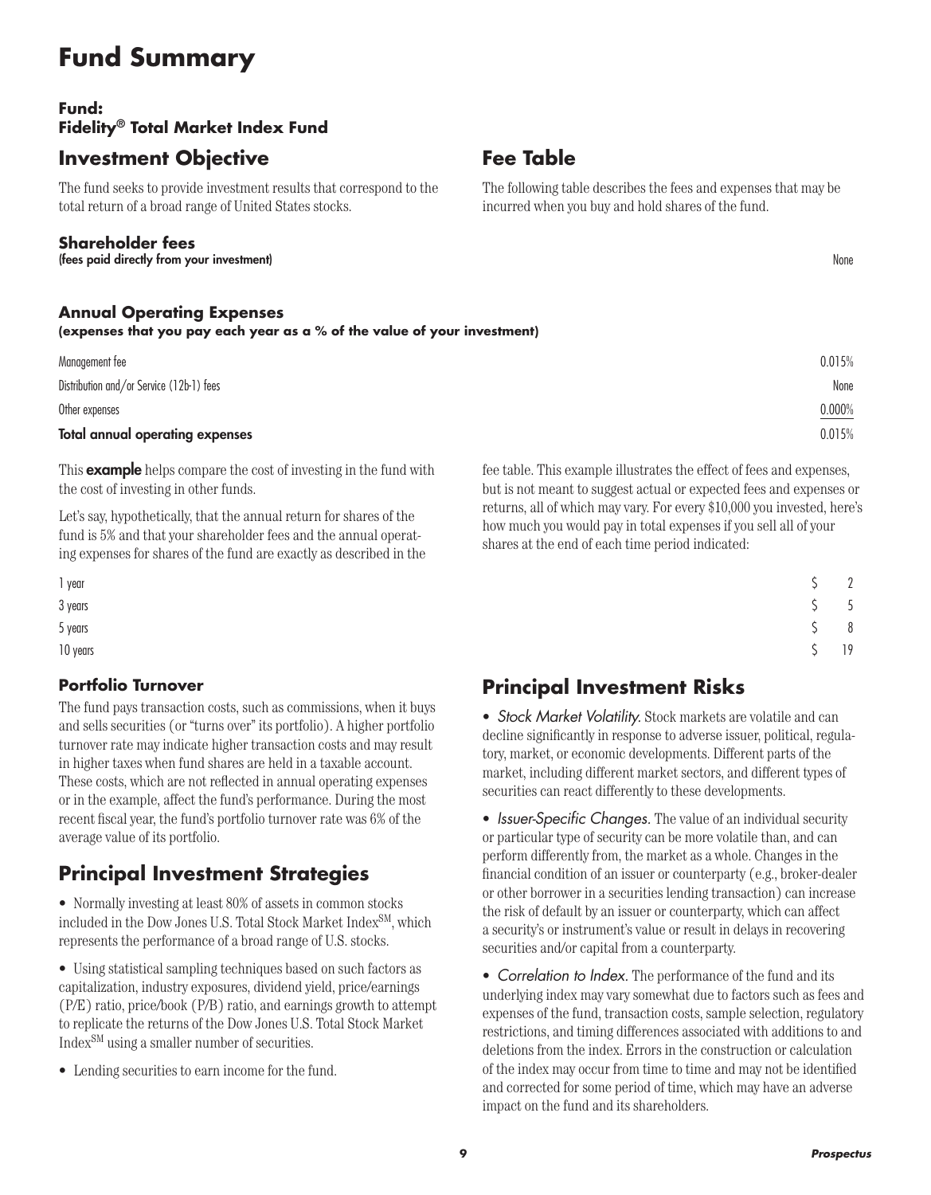# Fund Summary

**Fund:**
**Fidelity® Total Market Index Fund**

## Investment Objective

The fund seeks to provide investment results that correspond to the total return of a broad range of United States stocks.

## Fee Table

The following table describes the fees and expenses that may be incurred when you buy and hold shares of the fund.

**Shareholder fees**
**(fees paid directly from your investment)**

| | |
|---|---|
| Shareholder fees (fees paid directly from your investment) | None |

**Annual Operating Expenses**
**(expenses that you pay each year as a % of the value of your investment)**

| | |
|---|---|
| Management fee | 0.015% |
| Distribution and/or Service (12b-1) fees | None |
| Other expenses | 0.000% |
| **Total annual operating expenses** | 0.015% |

This **example** helps compare the cost of investing in the fund with the cost of investing in other funds.

Let's say, hypothetically, that the annual return for shares of the fund is 5% and that your shareholder fees and the annual operating expenses for shares of the fund are exactly as described in the fee table. This example illustrates the effect of fees and expenses, but is not meant to suggest actual or expected fees and expenses or returns, all of which may vary. For every $10,000 you invested, here's how much you would pay in total expenses if you sell all of your shares at the end of each time period indicated:

| | |
|---|---|
| 1 year | $ 2 |
| 3 years | $ 5 |
| 5 years | $ 8 |
| 10 years | $ 19 |

### Portfolio Turnover

The fund pays transaction costs, such as commissions, when it buys and sells securities (or "turns over" its portfolio). A higher portfolio turnover rate may indicate higher transaction costs and may result in higher taxes when fund shares are held in a taxable account. These costs, which are not reflected in annual operating expenses or in the example, affect the fund's performance. During the most recent fiscal year, the fund's portfolio turnover rate was 6% of the average value of its portfolio.

## Principal Investment Strategies

- Normally investing at least 80% of assets in common stocks included in the Dow Jones U.S. Total Stock Market Index℠, which represents the performance of a broad range of U.S. stocks.
- Using statistical sampling techniques based on such factors as capitalization, industry exposures, dividend yield, price/earnings (P/E) ratio, price/book (P/B) ratio, and earnings growth to attempt to replicate the returns of the Dow Jones U.S. Total Stock Market Index℠ using a smaller number of securities.
- Lending securities to earn income for the fund.

## Principal Investment Risks

- *Stock Market Volatility.* Stock markets are volatile and can decline significantly in response to adverse issuer, political, regulatory, market, or economic developments. Different parts of the market, including different market sectors, and different types of securities can react differently to these developments.
- *Issuer-Specific Changes.* The value of an individual security or particular type of security can be more volatile than, and can perform differently from, the market as a whole. Changes in the financial condition of an issuer or counterparty (e.g., broker-dealer or other borrower in a securities lending transaction) can increase the risk of default by an issuer or counterparty, which can affect a security's or instrument's value or result in delays in recovering securities and/or capital from a counterparty.
- *Correlation to Index.* The performance of the fund and its underlying index may vary somewhat due to factors such as fees and expenses of the fund, transaction costs, sample selection, regulatory restrictions, and timing differences associated with additions to and deletions from the index. Errors in the construction or calculation of the index may occur from time to time and may not be identified and corrected for some period of time, which may have an adverse impact on the fund and its shareholders.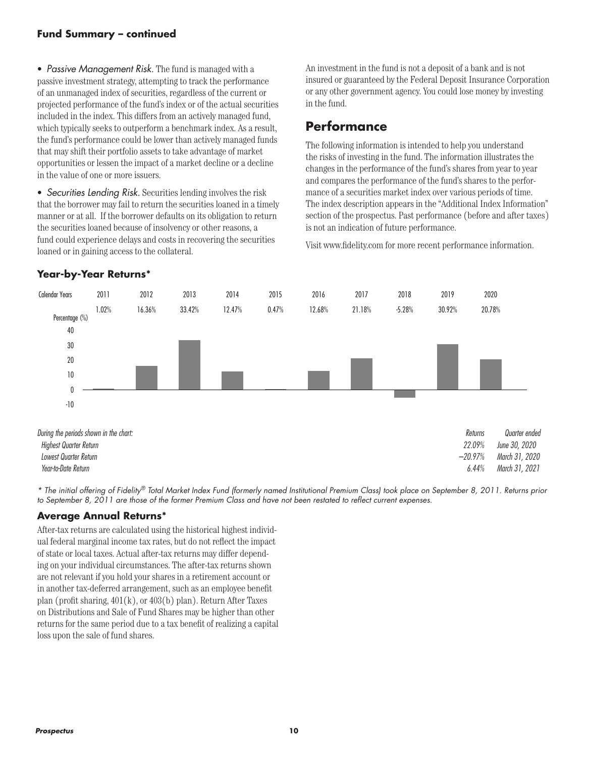**Fund Summary – continued**

• *Passive Management Risk.* The fund is managed with a passive investment strategy, attempting to track the performance of an unmanaged index of securities, regardless of the current or projected performance of the fund's index or of the actual securities included in the index. This differs from an actively managed fund, which typically seeks to outperform a benchmark index. As a result, the fund's performance could be lower than actively managed funds that may shift their portfolio assets to take advantage of market opportunities or lessen the impact of a market decline or a decline in the value of one or more issuers.

• *Securities Lending Risk.* Securities lending involves the risk that the borrower may fail to return the securities loaned in a timely manner or at all. If the borrower defaults on its obligation to return the securities loaned because of insolvency or other reasons, a fund could experience delays and costs in recovering the securities loaned or in gaining access to the collateral.

An investment in the fund is not a deposit of a bank and is not insured or guaranteed by the Federal Deposit Insurance Corporation or any other government agency. You could lose money by investing in the fund.

## Performance

The following information is intended to help you understand the risks of investing in the fund. The information illustrates the changes in the performance of the fund's shares from year to year and compares the performance of the fund's shares to the performance of a securities market index over various periods of time. The index description appears in the "Additional Index Information" section of the prospectus. Past performance (before and after taxes) is not an indication of future performance.

Visit www.fidelity.com for more recent performance information.

### Year-by-Year Returns*

| Calendar Years | 2011 | 2012 | 2013 | 2014 | 2015 | 2016 | 2017 | 2018 | 2019 | 2020 |
|---|---|---|---|---|---|---|---|---|---|---|
| Percentage (%) | 1.02% | 16.36% | 33.42% | 12.47% | 0.47% | 12.68% | 21.18% | -5.28% | 30.92% | 20.78% |

| *During the periods shown in the chart:* | *Returns* | *Quarter ended* |
|---|---|---|
| *Highest Quarter Return* | *22.09%* | *June 30, 2020* |
| *Lowest Quarter Return* | *–20.97%* | *March 31, 2020* |
| *Year-to-Date Return* | *6.44%* | *March 31, 2021* |

*\* The initial offering of Fidelity® Total Market Index Fund (formerly named Institutional Premium Class) took place on September 8, 2011. Returns prior to September 8, 2011 are those of the former Premium Class and have not been restated to reflect current expenses.*

### Average Annual Returns*

After-tax returns are calculated using the historical highest individual federal marginal income tax rates, but do not reflect the impact of state or local taxes. Actual after-tax returns may differ depending on your individual circumstances. The after-tax returns shown are not relevant if you hold your shares in a retirement account or in another tax-deferred arrangement, such as an employee benefit plan (profit sharing, 401(k), or 403(b) plan). Return After Taxes on Distributions and Sale of Fund Shares may be higher than other returns for the same period due to a tax benefit of realizing a capital loss upon the sale of fund shares.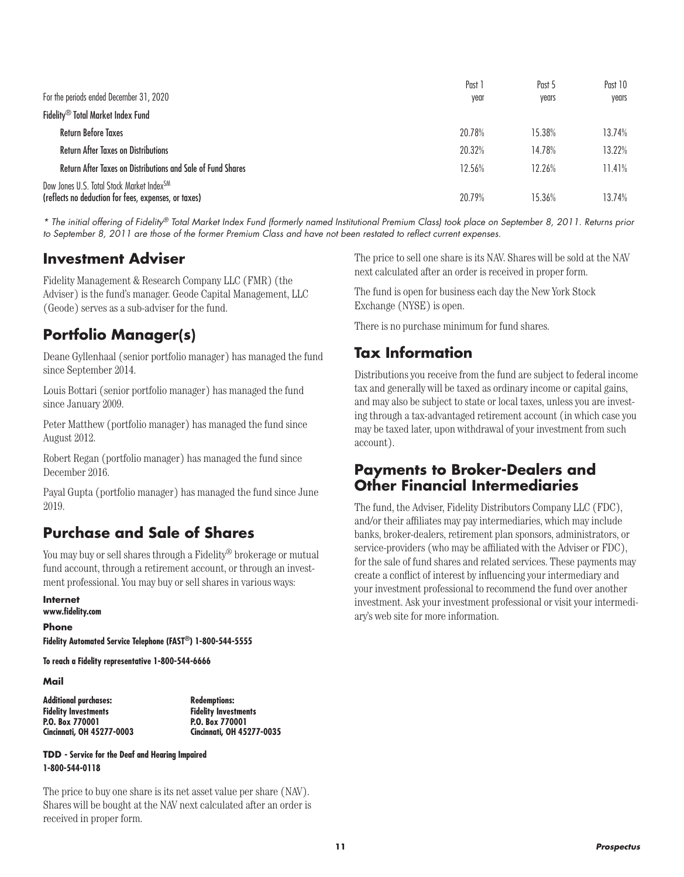| For the periods ended December 31, 2020 | Past 1 year | Past 5 years | Past 10 years |
|---|---|---|---|
| Fidelity® Total Market Index Fund | | | |
| **Return Before Taxes** | 20.78% | 15.38% | 13.74% |
| **Return After Taxes on Distributions** | 20.32% | 14.78% | 13.22% |
| **Return After Taxes on Distributions and Sale of Fund Shares** | 12.56% | 12.26% | 11.41% |
| Dow Jones U.S. Total Stock Market Index[SM] (reflects no deduction for fees, expenses, or taxes) | 20.79% | 15.36% | 13.74% |

*\* The initial offering of Fidelity® Total Market Index Fund (formerly named Institutional Premium Class) took place on September 8, 2011. Returns prior to September 8, 2011 are those of the former Premium Class and have not been restated to reflect current expenses.*

## Investment Adviser

Fidelity Management & Research Company LLC (FMR) (the Adviser) is the fund's manager. Geode Capital Management, LLC (Geode) serves as a sub-adviser for the fund.

## Portfolio Manager(s)

Deane Gyllenhaal (senior portfolio manager) has managed the fund since September 2014.

Louis Bottari (senior portfolio manager) has managed the fund since January 2009.

Peter Matthew (portfolio manager) has managed the fund since August 2012.

Robert Regan (portfolio manager) has managed the fund since December 2016.

Payal Gupta (portfolio manager) has managed the fund since June 2019.

## Purchase and Sale of Shares

You may buy or sell shares through a Fidelity® brokerage or mutual fund account, through a retirement account, or through an investment professional. You may buy or sell shares in various ways:

**Internet**
**www.fidelity.com**

**Phone**
**Fidelity Automated Service Telephone (FAST®) 1-800-544-5555**

**To reach a Fidelity representative 1-800-544-6666**

**Mail**

| **Additional purchases:** | **Redemptions:** |
|---|---|
| **Fidelity Investments** | **Fidelity Investments** |
| **P.O. Box 770001** | **P.O. Box 770001** |
| **Cincinnati, OH 45277-0003** | **Cincinnati, OH 45277-0035** |

**TDD - Service for the Deaf and Hearing Impaired**
**1-800-544-0118**

The price to buy one share is its net asset value per share (NAV). Shares will be bought at the NAV next calculated after an order is received in proper form.

The price to sell one share is its NAV. Shares will be sold at the NAV next calculated after an order is received in proper form.

The fund is open for business each day the New York Stock Exchange (NYSE) is open.

There is no purchase minimum for fund shares.

## Tax Information

Distributions you receive from the fund are subject to federal income tax and generally will be taxed as ordinary income or capital gains, and may also be subject to state or local taxes, unless you are investing through a tax-advantaged retirement account (in which case you may be taxed later, upon withdrawal of your investment from such account).

## Payments to Broker-Dealers and Other Financial Intermediaries

The fund, the Adviser, Fidelity Distributors Company LLC (FDC), and/or their affiliates may pay intermediaries, which may include banks, broker-dealers, retirement plan sponsors, administrators, or service-providers (who may be affiliated with the Adviser or FDC), for the sale of fund shares and related services. These payments may create a conflict of interest by influencing your intermediary and your investment professional to recommend the fund over another investment. Ask your investment professional or visit your intermediary's web site for more information.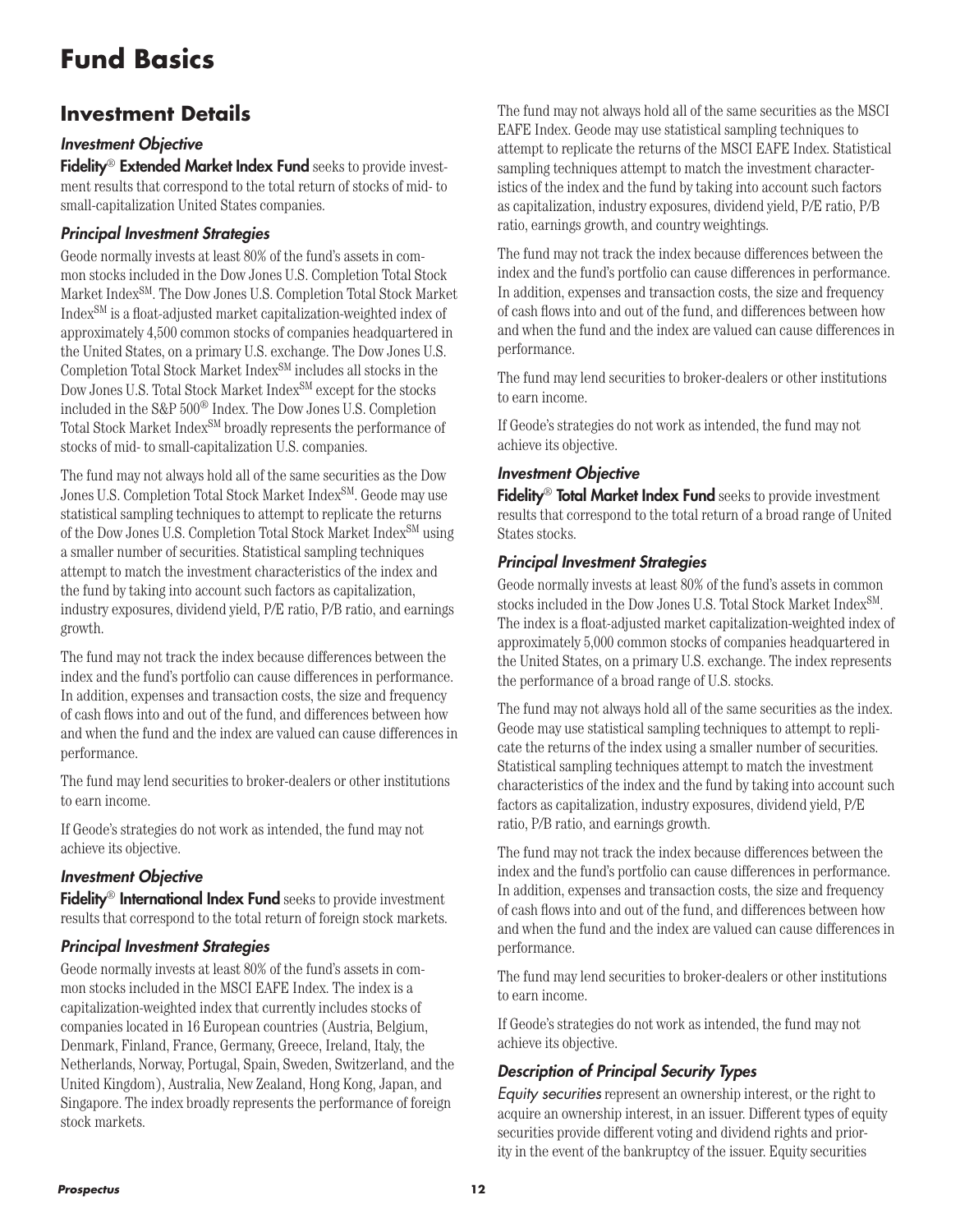# Fund Basics

## Investment Details

### Investment Objective

**Fidelity® Extended Market Index Fund** seeks to provide investment results that correspond to the total return of stocks of mid- to small-capitalization United States companies.

### Principal Investment Strategies

Geode normally invests at least 80% of the fund's assets in common stocks included in the Dow Jones U.S. Completion Total Stock Market Index℠. The Dow Jones U.S. Completion Total Stock Market Index℠ is a float-adjusted market capitalization-weighted index of approximately 4,500 common stocks of companies headquartered in the United States, on a primary U.S. exchange. The Dow Jones U.S. Completion Total Stock Market Index℠ includes all stocks in the Dow Jones U.S. Total Stock Market Index℠ except for the stocks included in the S&P 500® Index. The Dow Jones U.S. Completion Total Stock Market Index℠ broadly represents the performance of stocks of mid- to small-capitalization U.S. companies.

The fund may not always hold all of the same securities as the Dow Jones U.S. Completion Total Stock Market Index℠. Geode may use statistical sampling techniques to attempt to replicate the returns of the Dow Jones U.S. Completion Total Stock Market Index℠ using a smaller number of securities. Statistical sampling techniques attempt to match the investment characteristics of the index and the fund by taking into account such factors as capitalization, industry exposures, dividend yield, P/E ratio, P/B ratio, and earnings growth.

The fund may not track the index because differences between the index and the fund's portfolio can cause differences in performance. In addition, expenses and transaction costs, the size and frequency of cash flows into and out of the fund, and differences between how and when the fund and the index are valued can cause differences in performance.

The fund may lend securities to broker-dealers or other institutions to earn income.

If Geode's strategies do not work as intended, the fund may not achieve its objective.

### Investment Objective

**Fidelity® International Index Fund** seeks to provide investment results that correspond to the total return of foreign stock markets.

### Principal Investment Strategies

Geode normally invests at least 80% of the fund's assets in common stocks included in the MSCI EAFE Index. The index is a capitalization-weighted index that currently includes stocks of companies located in 16 European countries (Austria, Belgium, Denmark, Finland, France, Germany, Greece, Ireland, Italy, the Netherlands, Norway, Portugal, Spain, Sweden, Switzerland, and the United Kingdom), Australia, New Zealand, Hong Kong, Japan, and Singapore. The index broadly represents the performance of foreign stock markets.

The fund may not always hold all of the same securities as the MSCI EAFE Index. Geode may use statistical sampling techniques to attempt to replicate the returns of the MSCI EAFE Index. Statistical sampling techniques attempt to match the investment characteristics of the index and the fund by taking into account such factors as capitalization, industry exposures, dividend yield, P/E ratio, P/B ratio, earnings growth, and country weightings.

The fund may not track the index because differences between the index and the fund's portfolio can cause differences in performance. In addition, expenses and transaction costs, the size and frequency of cash flows into and out of the fund, and differences between how and when the fund and the index are valued can cause differences in performance.

The fund may lend securities to broker-dealers or other institutions to earn income.

If Geode's strategies do not work as intended, the fund may not achieve its objective.

### Investment Objective

**Fidelity® Total Market Index Fund** seeks to provide investment results that correspond to the total return of a broad range of United States stocks.

### Principal Investment Strategies

Geode normally invests at least 80% of the fund's assets in common stocks included in the Dow Jones U.S. Total Stock Market Index℠. The index is a float-adjusted market capitalization-weighted index of approximately 5,000 common stocks of companies headquartered in the United States, on a primary U.S. exchange. The index represents the performance of a broad range of U.S. stocks.

The fund may not always hold all of the same securities as the index. Geode may use statistical sampling techniques to attempt to replicate the returns of the index using a smaller number of securities. Statistical sampling techniques attempt to match the investment characteristics of the index and the fund by taking into account such factors as capitalization, industry exposures, dividend yield, P/E ratio, P/B ratio, and earnings growth.

The fund may not track the index because differences between the index and the fund's portfolio can cause differences in performance. In addition, expenses and transaction costs, the size and frequency of cash flows into and out of the fund, and differences between how and when the fund and the index are valued can cause differences in performance.

The fund may lend securities to broker-dealers or other institutions to earn income.

If Geode's strategies do not work as intended, the fund may not achieve its objective.

### Description of Principal Security Types

*Equity securities* represent an ownership interest, or the right to acquire an ownership interest, in an issuer. Different types of equity securities provide different voting and dividend rights and priority in the event of the bankruptcy of the issuer. Equity securities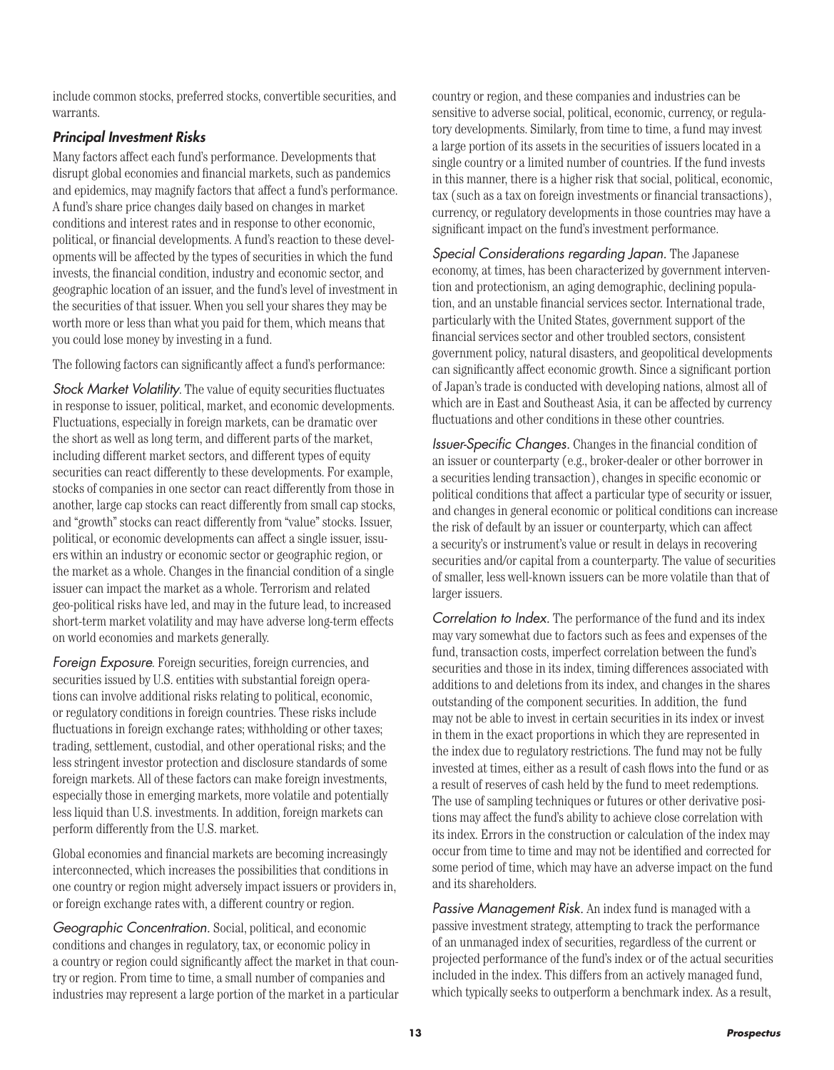include common stocks, preferred stocks, convertible securities, and warrants.

### *Principal Investment Risks*

Many factors affect each fund's performance. Developments that disrupt global economies and financial markets, such as pandemics and epidemics, may magnify factors that affect a fund's performance. A fund's share price changes daily based on changes in market conditions and interest rates and in response to other economic, political, or financial developments. A fund's reaction to these developments will be affected by the types of securities in which the fund invests, the financial condition, industry and economic sector, and geographic location of an issuer, and the fund's level of investment in the securities of that issuer. When you sell your shares they may be worth more or less than what you paid for them, which means that you could lose money by investing in a fund.

The following factors can significantly affect a fund's performance:

*Stock Market Volatility.* The value of equity securities fluctuates in response to issuer, political, market, and economic developments. Fluctuations, especially in foreign markets, can be dramatic over the short as well as long term, and different parts of the market, including different market sectors, and different types of equity securities can react differently to these developments. For example, stocks of companies in one sector can react differently from those in another, large cap stocks can react differently from small cap stocks, and "growth" stocks can react differently from "value" stocks. Issuer, political, or economic developments can affect a single issuer, issuers within an industry or economic sector or geographic region, or the market as a whole. Changes in the financial condition of a single issuer can impact the market as a whole. Terrorism and related geo-political risks have led, and may in the future lead, to increased short-term market volatility and may have adverse long-term effects on world economies and markets generally.

*Foreign Exposure.* Foreign securities, foreign currencies, and securities issued by U.S. entities with substantial foreign operations can involve additional risks relating to political, economic, or regulatory conditions in foreign countries. These risks include fluctuations in foreign exchange rates; withholding or other taxes; trading, settlement, custodial, and other operational risks; and the less stringent investor protection and disclosure standards of some foreign markets. All of these factors can make foreign investments, especially those in emerging markets, more volatile and potentially less liquid than U.S. investments. In addition, foreign markets can perform differently from the U.S. market.

Global economies and financial markets are becoming increasingly interconnected, which increases the possibilities that conditions in one country or region might adversely impact issuers or providers in, or foreign exchange rates with, a different country or region.

*Geographic Concentration.* Social, political, and economic conditions and changes in regulatory, tax, or economic policy in a country or region could significantly affect the market in that country or region. From time to time, a small number of companies and industries may represent a large portion of the market in a particular country or region, and these companies and industries can be sensitive to adverse social, political, economic, currency, or regulatory developments. Similarly, from time to time, a fund may invest a large portion of its assets in the securities of issuers located in a single country or a limited number of countries. If the fund invests in this manner, there is a higher risk that social, political, economic, tax (such as a tax on foreign investments or financial transactions), currency, or regulatory developments in those countries may have a significant impact on the fund's investment performance.

*Special Considerations regarding Japan.* The Japanese economy, at times, has been characterized by government intervention and protectionism, an aging demographic, declining population, and an unstable financial services sector. International trade, particularly with the United States, government support of the financial services sector and other troubled sectors, consistent government policy, natural disasters, and geopolitical developments can significantly affect economic growth. Since a significant portion of Japan's trade is conducted with developing nations, almost all of which are in East and Southeast Asia, it can be affected by currency fluctuations and other conditions in these other countries.

*Issuer-Specific Changes.* Changes in the financial condition of an issuer or counterparty (e.g., broker-dealer or other borrower in a securities lending transaction), changes in specific economic or political conditions that affect a particular type of security or issuer, and changes in general economic or political conditions can increase the risk of default by an issuer or counterparty, which can affect a security's or instrument's value or result in delays in recovering securities and/or capital from a counterparty. The value of securities of smaller, less well-known issuers can be more volatile than that of larger issuers.

*Correlation to Index.* The performance of the fund and its index may vary somewhat due to factors such as fees and expenses of the fund, transaction costs, imperfect correlation between the fund's securities and those in its index, timing differences associated with additions to and deletions from its index, and changes in the shares outstanding of the component securities. In addition, the fund may not be able to invest in certain securities in its index or invest in them in the exact proportions in which they are represented in the index due to regulatory restrictions. The fund may not be fully invested at times, either as a result of cash flows into the fund or as a result of reserves of cash held by the fund to meet redemptions. The use of sampling techniques or futures or other derivative positions may affect the fund's ability to achieve close correlation with its index. Errors in the construction or calculation of the index may occur from time to time and may not be identified and corrected for some period of time, which may have an adverse impact on the fund and its shareholders.

*Passive Management Risk.* An index fund is managed with a passive investment strategy, attempting to track the performance of an unmanaged index of securities, regardless of the current or projected performance of the fund's index or of the actual securities included in the index. This differs from an actively managed fund, which typically seeks to outperform a benchmark index. As a result,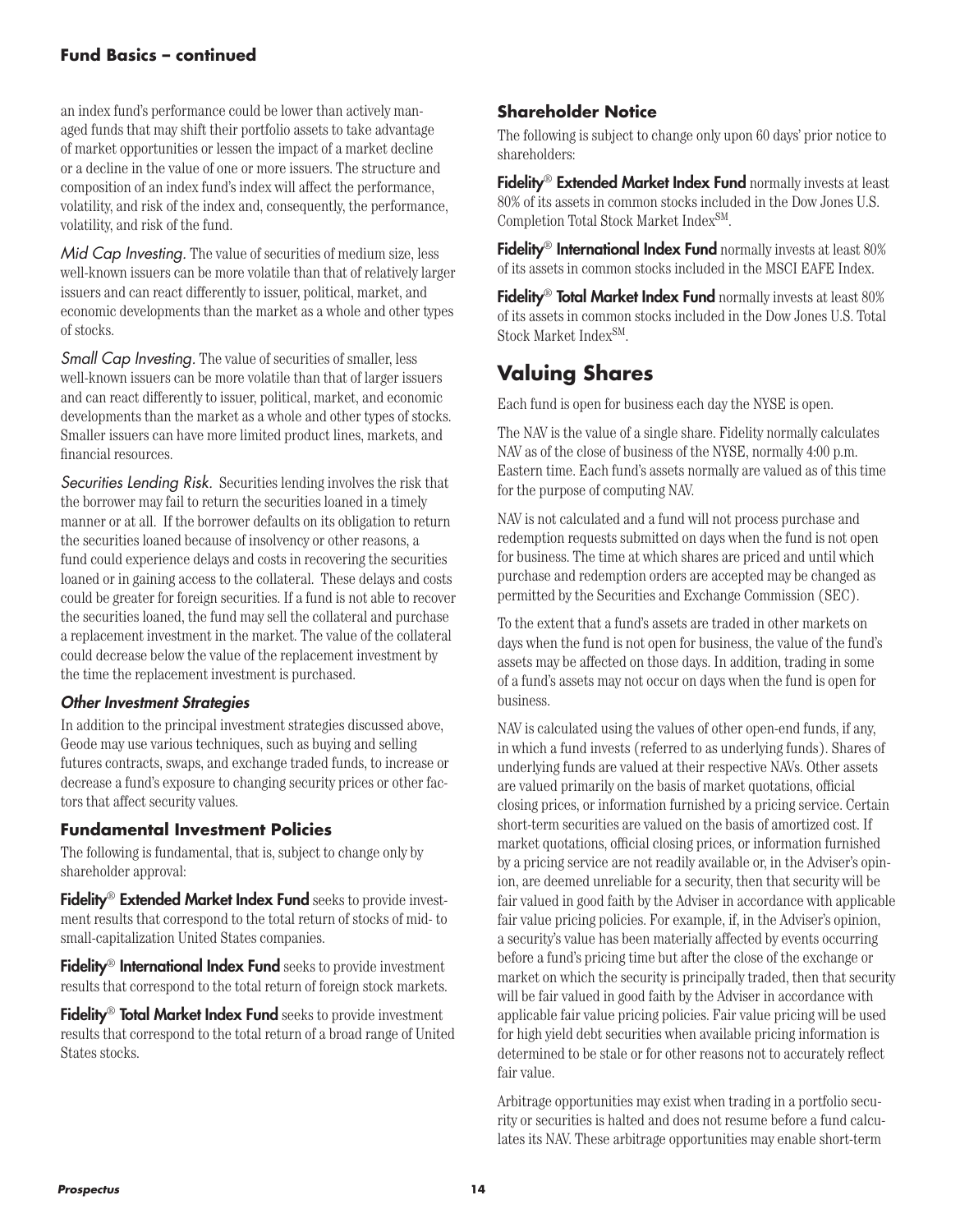an index fund's performance could be lower than actively managed funds that may shift their portfolio assets to take advantage of market opportunities or lessen the impact of a market decline or a decline in the value of one or more issuers. The structure and composition of an index fund's index will affect the performance, volatility, and risk of the index and, consequently, the performance, volatility, and risk of the fund.

*Mid Cap Investing.* The value of securities of medium size, less well-known issuers can be more volatile than that of relatively larger issuers and can react differently to issuer, political, market, and economic developments than the market as a whole and other types of stocks.

*Small Cap Investing.* The value of securities of smaller, less well-known issuers can be more volatile than that of larger issuers and can react differently to issuer, political, market, and economic developments than the market as a whole and other types of stocks. Smaller issuers can have more limited product lines, markets, and financial resources.

*Securities Lending Risk.* Securities lending involves the risk that the borrower may fail to return the securities loaned in a timely manner or at all. If the borrower defaults on its obligation to return the securities loaned because of insolvency or other reasons, a fund could experience delays and costs in recovering the securities loaned or in gaining access to the collateral. These delays and costs could be greater for foreign securities. If a fund is not able to recover the securities loaned, the fund may sell the collateral and purchase a replacement investment in the market. The value of the collateral could decrease below the value of the replacement investment by the time the replacement investment is purchased.

#### *Other Investment Strategies*

In addition to the principal investment strategies discussed above, Geode may use various techniques, such as buying and selling futures contracts, swaps, and exchange traded funds, to increase or decrease a fund's exposure to changing security prices or other factors that affect security values.

### Fundamental Investment Policies

The following is fundamental, that is, subject to change only by shareholder approval:

**Fidelity® Extended Market Index Fund** seeks to provide investment results that correspond to the total return of stocks of mid- to small-capitalization United States companies.

**Fidelity® International Index Fund** seeks to provide investment results that correspond to the total return of foreign stock markets.

**Fidelity® Total Market Index Fund** seeks to provide investment results that correspond to the total return of a broad range of United States stocks.

### Shareholder Notice

The following is subject to change only upon 60 days' prior notice to shareholders:

**Fidelity® Extended Market Index Fund** normally invests at least 80% of its assets in common stocks included in the Dow Jones U.S. Completion Total Stock Market Index℠.

**Fidelity® International Index Fund** normally invests at least 80% of its assets in common stocks included in the MSCI EAFE Index.

**Fidelity® Total Market Index Fund** normally invests at least 80% of its assets in common stocks included in the Dow Jones U.S. Total Stock Market Index℠.

## Valuing Shares

Each fund is open for business each day the NYSE is open.

The NAV is the value of a single share. Fidelity normally calculates NAV as of the close of business of the NYSE, normally 4:00 p.m. Eastern time. Each fund's assets normally are valued as of this time for the purpose of computing NAV.

NAV is not calculated and a fund will not process purchase and redemption requests submitted on days when the fund is not open for business. The time at which shares are priced and until which purchase and redemption orders are accepted may be changed as permitted by the Securities and Exchange Commission (SEC).

To the extent that a fund's assets are traded in other markets on days when the fund is not open for business, the value of the fund's assets may be affected on those days. In addition, trading in some of a fund's assets may not occur on days when the fund is open for business.

NAV is calculated using the values of other open-end funds, if any, in which a fund invests (referred to as underlying funds). Shares of underlying funds are valued at their respective NAVs. Other assets are valued primarily on the basis of market quotations, official closing prices, or information furnished by a pricing service. Certain short-term securities are valued on the basis of amortized cost. If market quotations, official closing prices, or information furnished by a pricing service are not readily available or, in the Adviser's opinion, are deemed unreliable for a security, then that security will be fair valued in good faith by the Adviser in accordance with applicable fair value pricing policies. For example, if, in the Adviser's opinion, a security's value has been materially affected by events occurring before a fund's pricing time but after the close of the exchange or market on which the security is principally traded, then that security will be fair valued in good faith by the Adviser in accordance with applicable fair value pricing policies. Fair value pricing will be used for high yield debt securities when available pricing information is determined to be stale or for other reasons not to accurately reflect fair value.

Arbitrage opportunities may exist when trading in a portfolio security or securities is halted and does not resume before a fund calculates its NAV. These arbitrage opportunities may enable short-term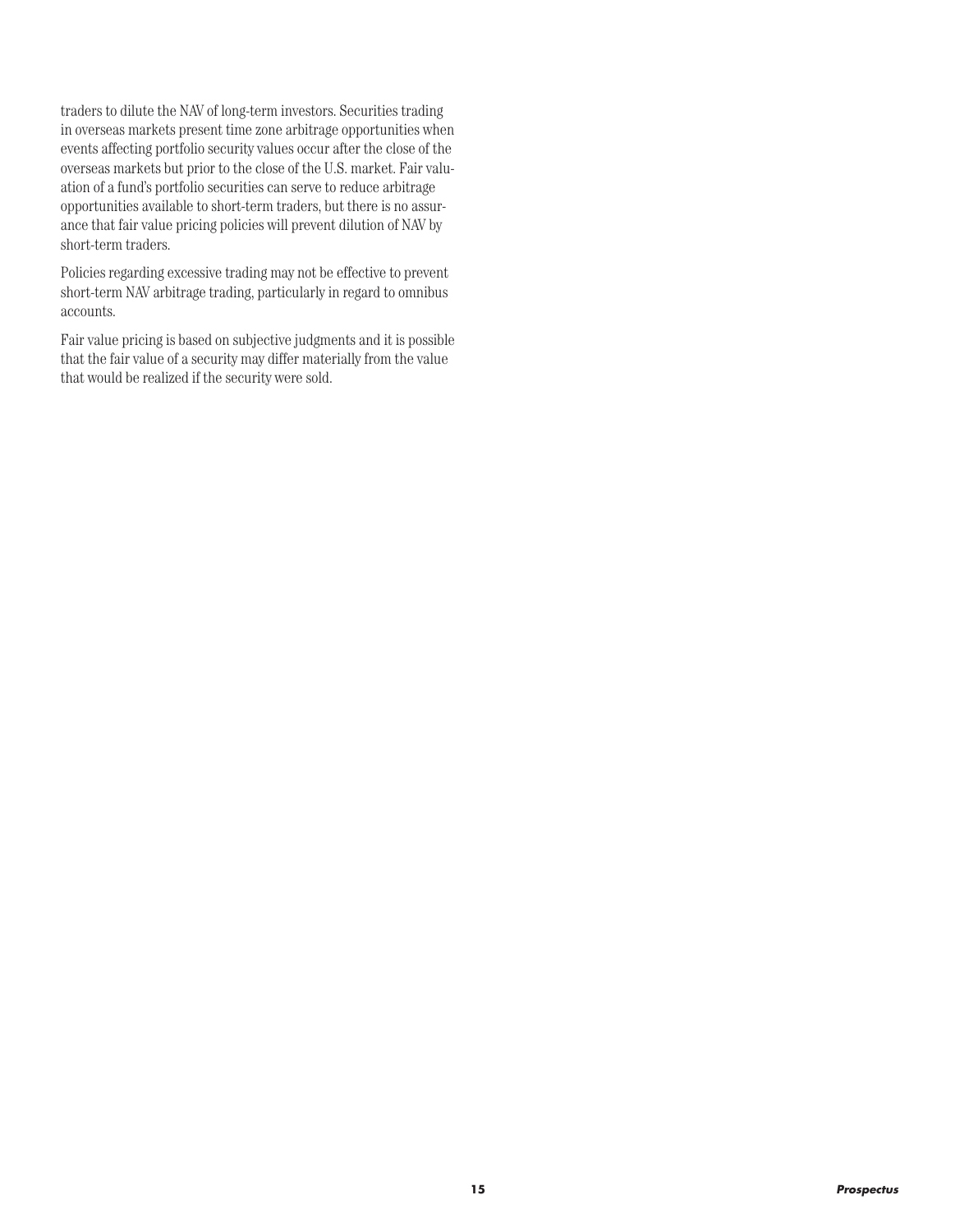traders to dilute the NAV of long-term investors. Securities trading in overseas markets present time zone arbitrage opportunities when events affecting portfolio security values occur after the close of the overseas markets but prior to the close of the U.S. market. Fair valuation of a fund's portfolio securities can serve to reduce arbitrage opportunities available to short-term traders, but there is no assurance that fair value pricing policies will prevent dilution of NAV by short-term traders.

Policies regarding excessive trading may not be effective to prevent short-term NAV arbitrage trading, particularly in regard to omnibus accounts.

Fair value pricing is based on subjective judgments and it is possible that the fair value of a security may differ materially from the value that would be realized if the security were sold.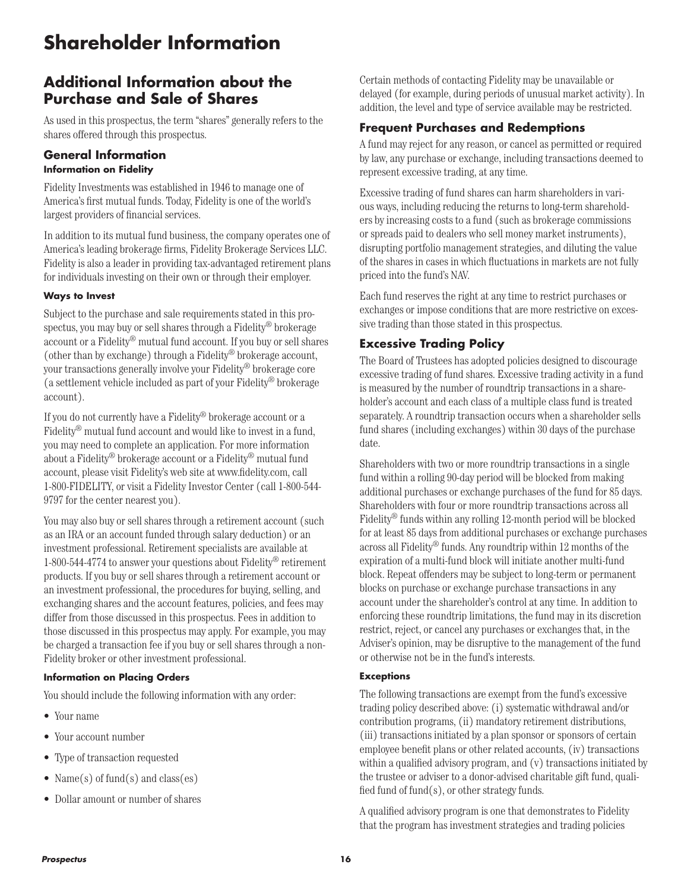# Shareholder Information

## Additional Information about the Purchase and Sale of Shares

As used in this prospectus, the term "shares" generally refers to the shares offered through this prospectus.

### General Information

#### Information on Fidelity

Fidelity Investments was established in 1946 to manage one of America's first mutual funds. Today, Fidelity is one of the world's largest providers of financial services.

In addition to its mutual fund business, the company operates one of America's leading brokerage firms, Fidelity Brokerage Services LLC. Fidelity is also a leader in providing tax-advantaged retirement plans for individuals investing on their own or through their employer.

#### Ways to Invest

Subject to the purchase and sale requirements stated in this prospectus, you may buy or sell shares through a Fidelity® brokerage account or a Fidelity® mutual fund account. If you buy or sell shares (other than by exchange) through a Fidelity® brokerage account, your transactions generally involve your Fidelity® brokerage core (a settlement vehicle included as part of your Fidelity® brokerage account).

If you do not currently have a Fidelity® brokerage account or a Fidelity® mutual fund account and would like to invest in a fund, you may need to complete an application. For more information about a Fidelity® brokerage account or a Fidelity® mutual fund account, please visit Fidelity's web site at www.fidelity.com, call 1-800-FIDELITY, or visit a Fidelity Investor Center (call 1-800-544-9797 for the center nearest you).

You may also buy or sell shares through a retirement account (such as an IRA or an account funded through salary deduction) or an investment professional. Retirement specialists are available at 1-800-544-4774 to answer your questions about Fidelity® retirement products. If you buy or sell shares through a retirement account or an investment professional, the procedures for buying, selling, and exchanging shares and the account features, policies, and fees may differ from those discussed in this prospectus. Fees in addition to those discussed in this prospectus may apply. For example, you may be charged a transaction fee if you buy or sell shares through a non-Fidelity broker or other investment professional.

#### Information on Placing Orders

You should include the following information with any order:

- Your name
- Your account number
- Type of transaction requested
- Name(s) of fund(s) and class(es)
- Dollar amount or number of shares

Certain methods of contacting Fidelity may be unavailable or delayed (for example, during periods of unusual market activity). In addition, the level and type of service available may be restricted.

### Frequent Purchases and Redemptions

A fund may reject for any reason, or cancel as permitted or required by law, any purchase or exchange, including transactions deemed to represent excessive trading, at any time.

Excessive trading of fund shares can harm shareholders in various ways, including reducing the returns to long-term shareholders by increasing costs to a fund (such as brokerage commissions or spreads paid to dealers who sell money market instruments), disrupting portfolio management strategies, and diluting the value of the shares in cases in which fluctuations in markets are not fully priced into the fund's NAV.

Each fund reserves the right at any time to restrict purchases or exchanges or impose conditions that are more restrictive on excessive trading than those stated in this prospectus.

### Excessive Trading Policy

The Board of Trustees has adopted policies designed to discourage excessive trading of fund shares. Excessive trading activity in a fund is measured by the number of roundtrip transactions in a shareholder's account and each class of a multiple class fund is treated separately. A roundtrip transaction occurs when a shareholder sells fund shares (including exchanges) within 30 days of the purchase date.

Shareholders with two or more roundtrip transactions in a single fund within a rolling 90-day period will be blocked from making additional purchases or exchange purchases of the fund for 85 days. Shareholders with four or more roundtrip transactions across all Fidelity® funds within any rolling 12-month period will be blocked for at least 85 days from additional purchases or exchange purchases across all Fidelity® funds. Any roundtrip within 12 months of the expiration of a multi-fund block will initiate another multi-fund block. Repeat offenders may be subject to long-term or permanent blocks on purchase or exchange purchase transactions in any account under the shareholder's control at any time. In addition to enforcing these roundtrip limitations, the fund may in its discretion restrict, reject, or cancel any purchases or exchanges that, in the Adviser's opinion, may be disruptive to the management of the fund or otherwise not be in the fund's interests.

#### Exceptions

The following transactions are exempt from the fund's excessive trading policy described above: (i) systematic withdrawal and/or contribution programs, (ii) mandatory retirement distributions, (iii) transactions initiated by a plan sponsor or sponsors of certain employee benefit plans or other related accounts, (iv) transactions within a qualified advisory program, and (v) transactions initiated by the trustee or adviser to a donor-advised charitable gift fund, qualified fund of fund(s), or other strategy funds.

A qualified advisory program is one that demonstrates to Fidelity that the program has investment strategies and trading policies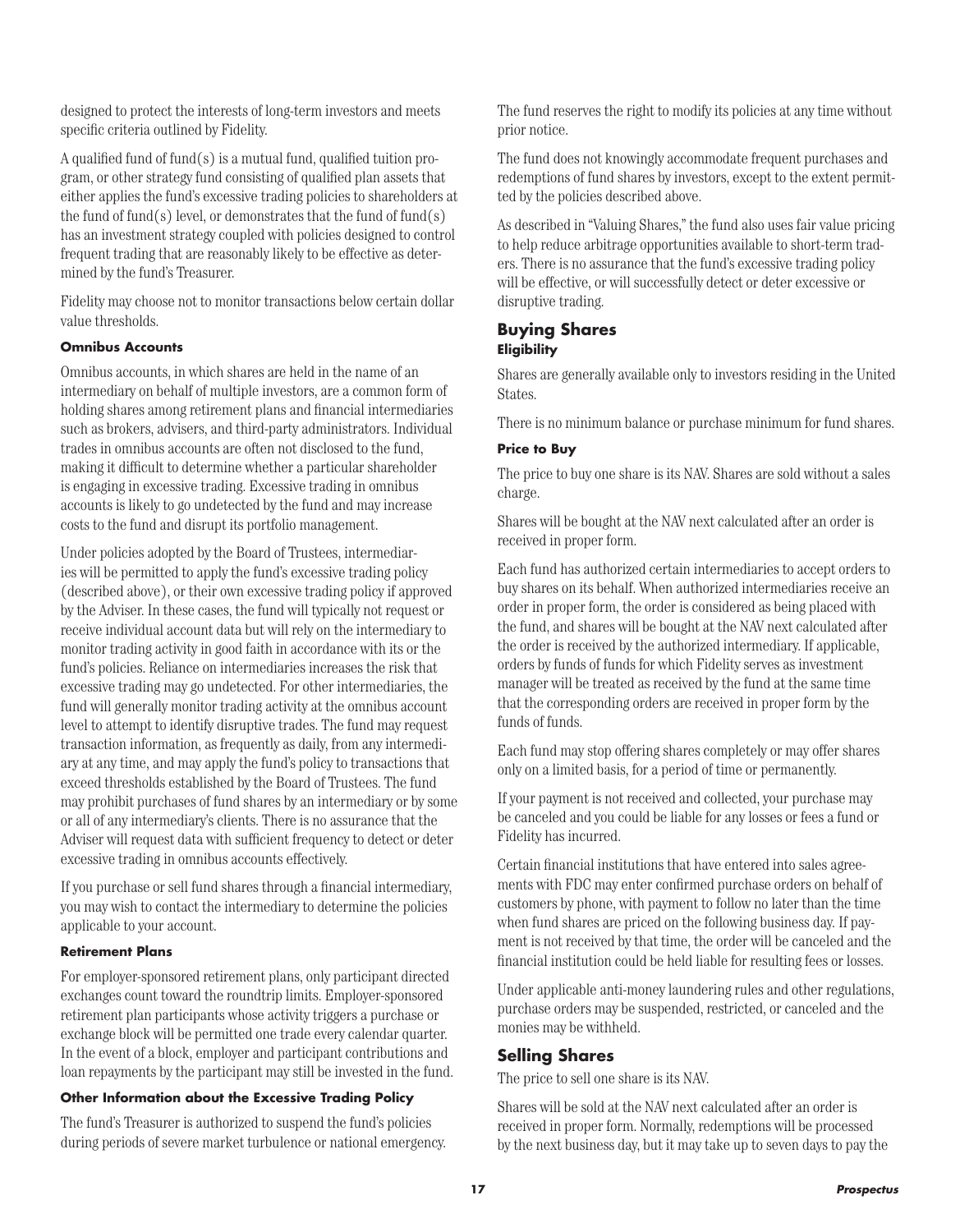designed to protect the interests of long-term investors and meets specific criteria outlined by Fidelity.

A qualified fund of fund(s) is a mutual fund, qualified tuition program, or other strategy fund consisting of qualified plan assets that either applies the fund's excessive trading policies to shareholders at the fund of fund(s) level, or demonstrates that the fund of fund(s) has an investment strategy coupled with policies designed to control frequent trading that are reasonably likely to be effective as determined by the fund's Treasurer.

Fidelity may choose not to monitor transactions below certain dollar value thresholds.

#### Omnibus Accounts

Omnibus accounts, in which shares are held in the name of an intermediary on behalf of multiple investors, are a common form of holding shares among retirement plans and financial intermediaries such as brokers, advisers, and third-party administrators. Individual trades in omnibus accounts are often not disclosed to the fund, making it difficult to determine whether a particular shareholder is engaging in excessive trading. Excessive trading in omnibus accounts is likely to go undetected by the fund and may increase costs to the fund and disrupt its portfolio management.

Under policies adopted by the Board of Trustees, intermediaries will be permitted to apply the fund's excessive trading policy (described above), or their own excessive trading policy if approved by the Adviser. In these cases, the fund will typically not request or receive individual account data but will rely on the intermediary to monitor trading activity in good faith in accordance with its or the fund's policies. Reliance on intermediaries increases the risk that excessive trading may go undetected. For other intermediaries, the fund will generally monitor trading activity at the omnibus account level to attempt to identify disruptive trades. The fund may request transaction information, as frequently as daily, from any intermediary at any time, and may apply the fund's policy to transactions that exceed thresholds established by the Board of Trustees. The fund may prohibit purchases of fund shares by an intermediary or by some or all of any intermediary's clients. There is no assurance that the Adviser will request data with sufficient frequency to detect or deter excessive trading in omnibus accounts effectively.

If you purchase or sell fund shares through a financial intermediary, you may wish to contact the intermediary to determine the policies applicable to your account.

#### Retirement Plans

For employer-sponsored retirement plans, only participant directed exchanges count toward the roundtrip limits. Employer-sponsored retirement plan participants whose activity triggers a purchase or exchange block will be permitted one trade every calendar quarter. In the event of a block, employer and participant contributions and loan repayments by the participant may still be invested in the fund.

#### Other Information about the Excessive Trading Policy

The fund's Treasurer is authorized to suspend the fund's policies during periods of severe market turbulence or national emergency. The fund reserves the right to modify its policies at any time without prior notice.

The fund does not knowingly accommodate frequent purchases and redemptions of fund shares by investors, except to the extent permitted by the policies described above.

As described in "Valuing Shares," the fund also uses fair value pricing to help reduce arbitrage opportunities available to short-term traders. There is no assurance that the fund's excessive trading policy will be effective, or will successfully detect or deter excessive or disruptive trading.

## Buying Shares

#### Eligibility

Shares are generally available only to investors residing in the United States.

There is no minimum balance or purchase minimum for fund shares.

#### Price to Buy

The price to buy one share is its NAV. Shares are sold without a sales charge.

Shares will be bought at the NAV next calculated after an order is received in proper form.

Each fund has authorized certain intermediaries to accept orders to buy shares on its behalf. When authorized intermediaries receive an order in proper form, the order is considered as being placed with the fund, and shares will be bought at the NAV next calculated after the order is received by the authorized intermediary. If applicable, orders by funds of funds for which Fidelity serves as investment manager will be treated as received by the fund at the same time that the corresponding orders are received in proper form by the funds of funds.

Each fund may stop offering shares completely or may offer shares only on a limited basis, for a period of time or permanently.

If your payment is not received and collected, your purchase may be canceled and you could be liable for any losses or fees a fund or Fidelity has incurred.

Certain financial institutions that have entered into sales agreements with FDC may enter confirmed purchase orders on behalf of customers by phone, with payment to follow no later than the time when fund shares are priced on the following business day. If payment is not received by that time, the order will be canceled and the financial institution could be held liable for resulting fees or losses.

Under applicable anti-money laundering rules and other regulations, purchase orders may be suspended, restricted, or canceled and the monies may be withheld.

## Selling Shares

The price to sell one share is its NAV.

Shares will be sold at the NAV next calculated after an order is received in proper form. Normally, redemptions will be processed by the next business day, but it may take up to seven days to pay the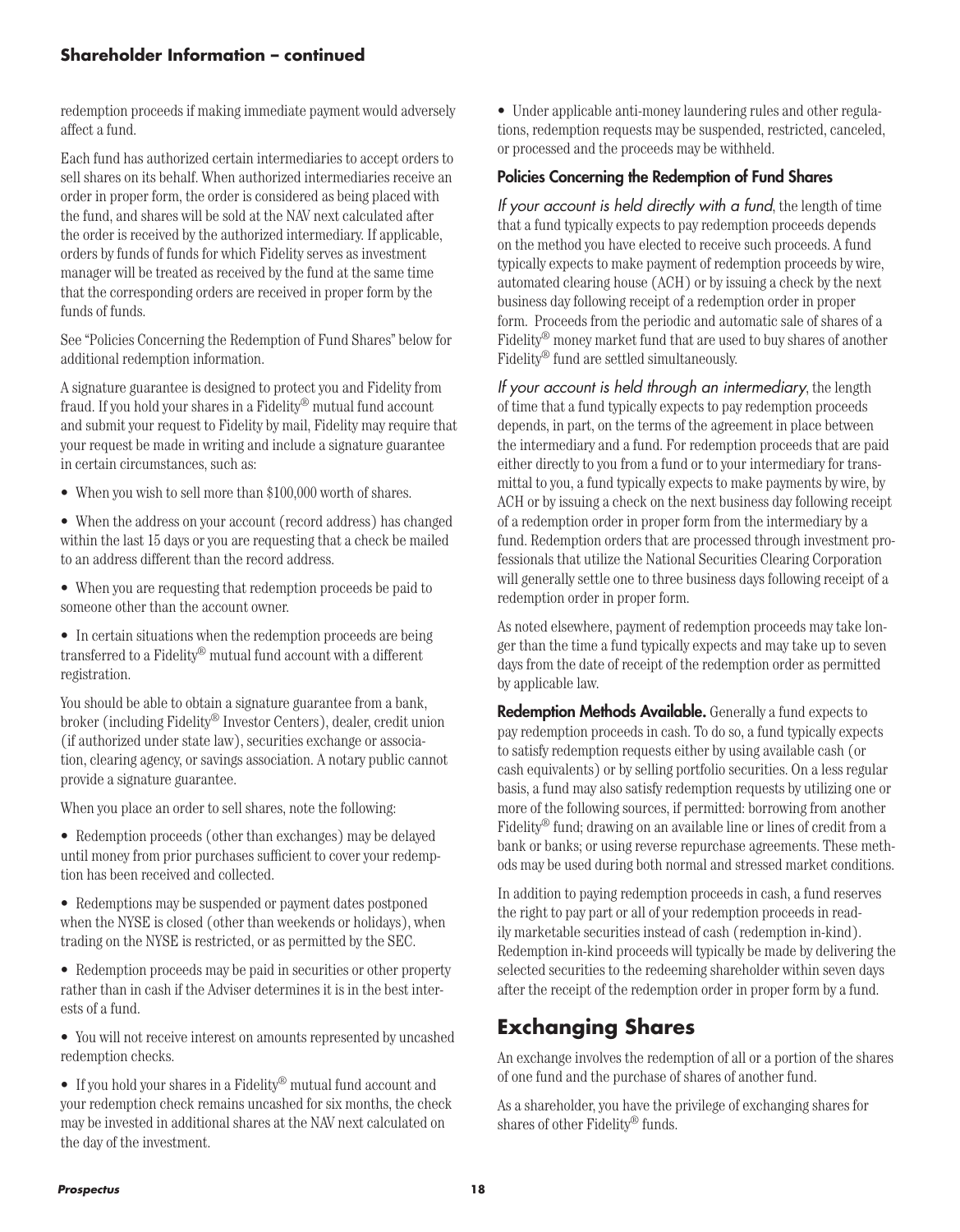redemption proceeds if making immediate payment would adversely affect a fund.

Each fund has authorized certain intermediaries to accept orders to sell shares on its behalf. When authorized intermediaries receive an order in proper form, the order is considered as being placed with the fund, and shares will be sold at the NAV next calculated after the order is received by the authorized intermediary. If applicable, orders by funds of funds for which Fidelity serves as investment manager will be treated as received by the fund at the same time that the corresponding orders are received in proper form by the funds of funds.

See "Policies Concerning the Redemption of Fund Shares" below for additional redemption information.

A signature guarantee is designed to protect you and Fidelity from fraud. If you hold your shares in a Fidelity® mutual fund account and submit your request to Fidelity by mail, Fidelity may require that your request be made in writing and include a signature guarantee in certain circumstances, such as:

- When you wish to sell more than $100,000 worth of shares.
- When the address on your account (record address) has changed within the last 15 days or you are requesting that a check be mailed to an address different than the record address.
- When you are requesting that redemption proceeds be paid to someone other than the account owner.
- In certain situations when the redemption proceeds are being transferred to a Fidelity® mutual fund account with a different registration.

You should be able to obtain a signature guarantee from a bank, broker (including Fidelity® Investor Centers), dealer, credit union (if authorized under state law), securities exchange or association, clearing agency, or savings association. A notary public cannot provide a signature guarantee.

When you place an order to sell shares, note the following:

- Redemption proceeds (other than exchanges) may be delayed until money from prior purchases sufficient to cover your redemption has been received and collected.
- Redemptions may be suspended or payment dates postponed when the NYSE is closed (other than weekends or holidays), when trading on the NYSE is restricted, or as permitted by the SEC.
- Redemption proceeds may be paid in securities or other property rather than in cash if the Adviser determines it is in the best interests of a fund.
- You will not receive interest on amounts represented by uncashed redemption checks.
- If you hold your shares in a Fidelity® mutual fund account and your redemption check remains uncashed for six months, the check may be invested in additional shares at the NAV next calculated on the day of the investment.
- Under applicable anti-money laundering rules and other regulations, redemption requests may be suspended, restricted, canceled, or processed and the proceeds may be withheld.

### Policies Concerning the Redemption of Fund Shares

*If your account is held directly with a fund*, the length of time that a fund typically expects to pay redemption proceeds depends on the method you have elected to receive such proceeds. A fund typically expects to make payment of redemption proceeds by wire, automated clearing house (ACH) or by issuing a check by the next business day following receipt of a redemption order in proper form. Proceeds from the periodic and automatic sale of shares of a Fidelity® money market fund that are used to buy shares of another Fidelity® fund are settled simultaneously.

*If your account is held through an intermediary*, the length of time that a fund typically expects to pay redemption proceeds depends, in part, on the terms of the agreement in place between the intermediary and a fund. For redemption proceeds that are paid either directly to you from a fund or to your intermediary for transmittal to you, a fund typically expects to make payments by wire, by ACH or by issuing a check on the next business day following receipt of a redemption order in proper form from the intermediary by a fund. Redemption orders that are processed through investment professionals that utilize the National Securities Clearing Corporation will generally settle one to three business days following receipt of a redemption order in proper form.

As noted elsewhere, payment of redemption proceeds may take longer than the time a fund typically expects and may take up to seven days from the date of receipt of the redemption order as permitted by applicable law.

**Redemption Methods Available.** Generally a fund expects to pay redemption proceeds in cash. To do so, a fund typically expects to satisfy redemption requests either by using available cash (or cash equivalents) or by selling portfolio securities. On a less regular basis, a fund may also satisfy redemption requests by utilizing one or more of the following sources, if permitted: borrowing from another Fidelity® fund; drawing on an available line or lines of credit from a bank or banks; or using reverse repurchase agreements. These methods may be used during both normal and stressed market conditions.

In addition to paying redemption proceeds in cash, a fund reserves the right to pay part or all of your redemption proceeds in readily marketable securities instead of cash (redemption in-kind). Redemption in-kind proceeds will typically be made by delivering the selected securities to the redeeming shareholder within seven days after the receipt of the redemption order in proper form by a fund.

## Exchanging Shares

An exchange involves the redemption of all or a portion of the shares of one fund and the purchase of shares of another fund.

As a shareholder, you have the privilege of exchanging shares for shares of other Fidelity® funds.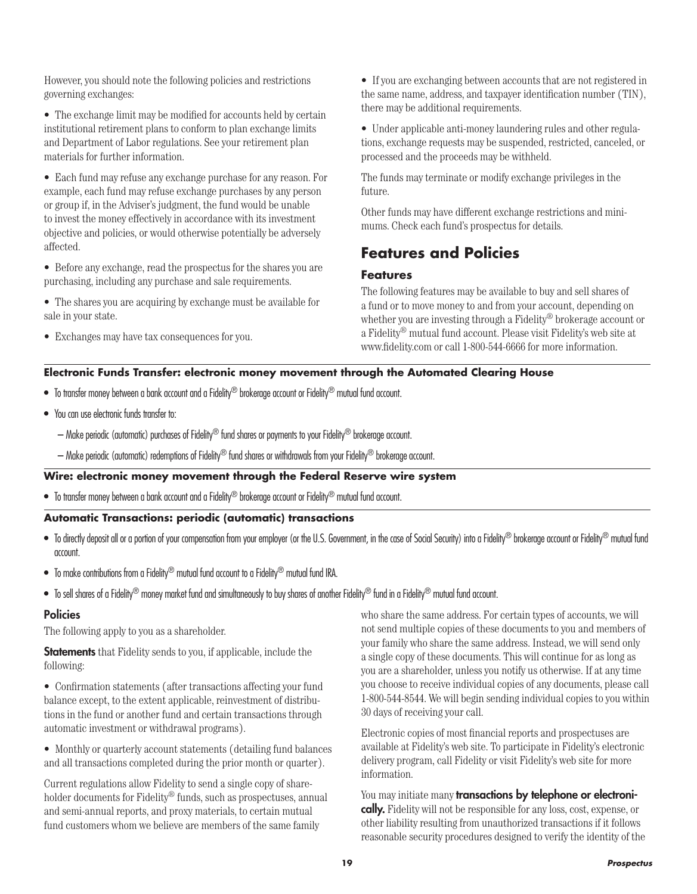However, you should note the following policies and restrictions governing exchanges:

- The exchange limit may be modified for accounts held by certain institutional retirement plans to conform to plan exchange limits and Department of Labor regulations. See your retirement plan materials for further information.
- Each fund may refuse any exchange purchase for any reason. For example, each fund may refuse exchange purchases by any person or group if, in the Adviser's judgment, the fund would be unable to invest the money effectively in accordance with its investment objective and policies, or would otherwise potentially be adversely affected.
- Before any exchange, read the prospectus for the shares you are purchasing, including any purchase and sale requirements.
- The shares you are acquiring by exchange must be available for sale in your state.
- Exchanges may have tax consequences for you.
- If you are exchanging between accounts that are not registered in the same name, address, and taxpayer identification number (TIN), there may be additional requirements.
- Under applicable anti-money laundering rules and other regulations, exchange requests may be suspended, restricted, canceled, or processed and the proceeds may be withheld.

The funds may terminate or modify exchange privileges in the future.

Other funds may have different exchange restrictions and minimums. Check each fund's prospectus for details.

## Features and Policies

### Features

The following features may be available to buy and sell shares of a fund or to move money to and from your account, depending on whether you are investing through a Fidelity® brokerage account or a Fidelity® mutual fund account. Please visit Fidelity's web site at www.fidelity.com or call 1-800-544-6666 for more information.

**Electronic Funds Transfer: electronic money movement through the Automated Clearing House**

- To transfer money between a bank account and a Fidelity® brokerage account or Fidelity® mutual fund account.
- You can use electronic funds transfer to:
  - Make periodic (automatic) purchases of Fidelity® fund shares or payments to your Fidelity® brokerage account.
  - Make periodic (automatic) redemptions of Fidelity® fund shares or withdrawals from your Fidelity® brokerage account.

**Wire: electronic money movement through the Federal Reserve wire system**

- To transfer money between a bank account and a Fidelity® brokerage account or Fidelity® mutual fund account.

**Automatic Transactions: periodic (automatic) transactions**

- To directly deposit all or a portion of your compensation from your employer (or the U.S. Government, in the case of Social Security) into a Fidelity® brokerage account or Fidelity® mutual fund account.
- To make contributions from a Fidelity® mutual fund account to a Fidelity® mutual fund IRA.
- To sell shares of a Fidelity® money market fund and simultaneously to buy shares of another Fidelity® fund in a Fidelity® mutual fund account.

### Policies

The following apply to you as a shareholder.

**Statements** that Fidelity sends to you, if applicable, include the following:

- Confirmation statements (after transactions affecting your fund balance except, to the extent applicable, reinvestment of distributions in the fund or another fund and certain transactions through automatic investment or withdrawal programs).
- Monthly or quarterly account statements (detailing fund balances and all transactions completed during the prior month or quarter).

Current regulations allow Fidelity to send a single copy of shareholder documents for Fidelity® funds, such as prospectuses, annual and semi-annual reports, and proxy materials, to certain mutual fund customers whom we believe are members of the same family who share the same address. For certain types of accounts, we will not send multiple copies of these documents to you and members of your family who share the same address. Instead, we will send only a single copy of these documents. This will continue for as long as you are a shareholder, unless you notify us otherwise. If at any time you choose to receive individual copies of any documents, please call 1-800-544-8544. We will begin sending individual copies to you within 30 days of receiving your call.

Electronic copies of most financial reports and prospectuses are available at Fidelity's web site. To participate in Fidelity's electronic delivery program, call Fidelity or visit Fidelity's web site for more information.

You may initiate many **transactions by telephone or electronically.** Fidelity will not be responsible for any loss, cost, expense, or other liability resulting from unauthorized transactions if it follows reasonable security procedures designed to verify the identity of the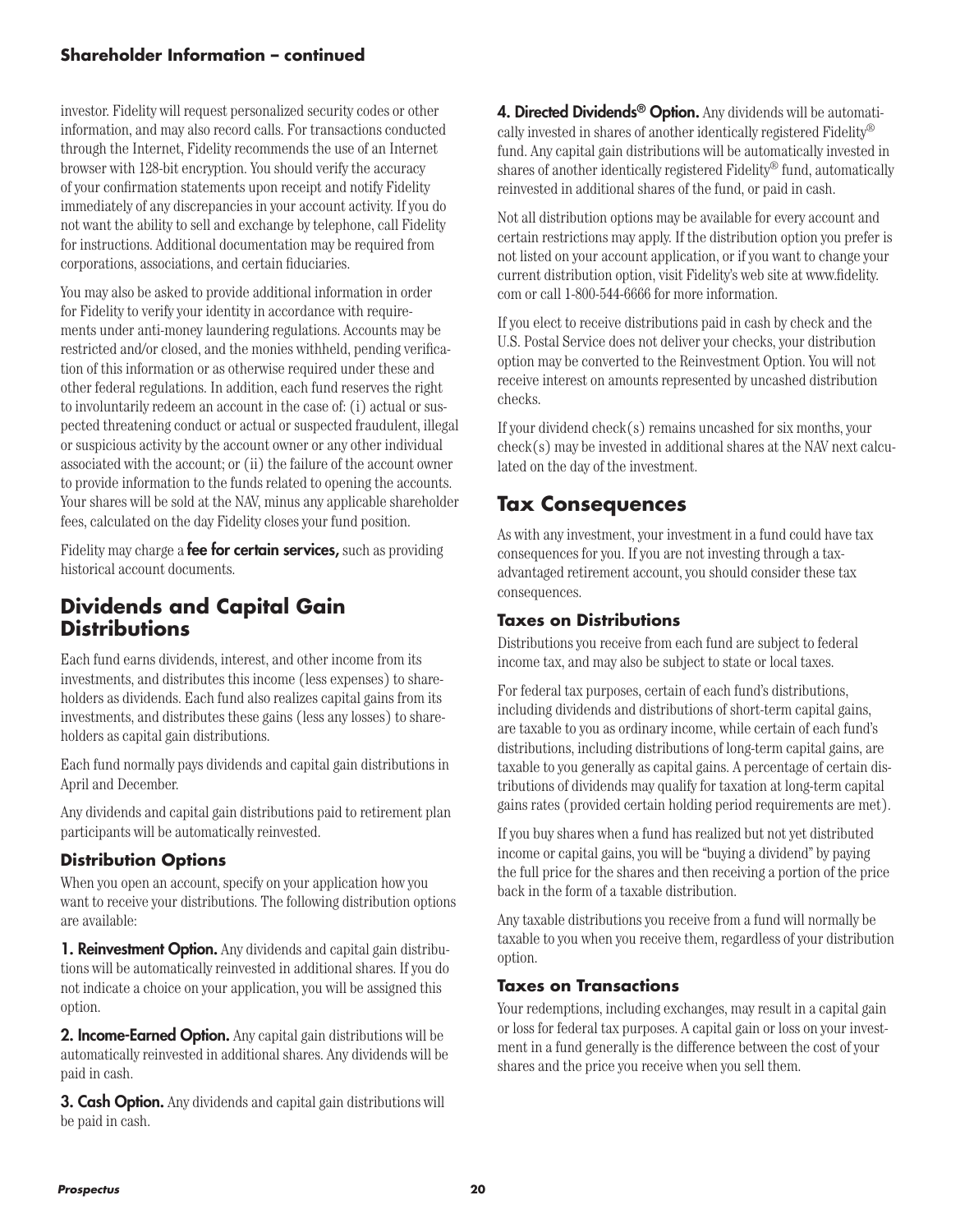investor. Fidelity will request personalized security codes or other information, and may also record calls. For transactions conducted through the Internet, Fidelity recommends the use of an Internet browser with 128-bit encryption. You should verify the accuracy of your confirmation statements upon receipt and notify Fidelity immediately of any discrepancies in your account activity. If you do not want the ability to sell and exchange by telephone, call Fidelity for instructions. Additional documentation may be required from corporations, associations, and certain fiduciaries.

You may also be asked to provide additional information in order for Fidelity to verify your identity in accordance with requirements under anti-money laundering regulations. Accounts may be restricted and/or closed, and the monies withheld, pending verification of this information or as otherwise required under these and other federal regulations. In addition, each fund reserves the right to involuntarily redeem an account in the case of: (i) actual or suspected threatening conduct or actual or suspected fraudulent, illegal or suspicious activity by the account owner or any other individual associated with the account; or (ii) the failure of the account owner to provide information to the funds related to opening the accounts. Your shares will be sold at the NAV, minus any applicable shareholder fees, calculated on the day Fidelity closes your fund position.

Fidelity may charge a **fee for certain services,** such as providing historical account documents.

## Dividends and Capital Gain Distributions

Each fund earns dividends, interest, and other income from its investments, and distributes this income (less expenses) to shareholders as dividends. Each fund also realizes capital gains from its investments, and distributes these gains (less any losses) to shareholders as capital gain distributions.

Each fund normally pays dividends and capital gain distributions in April and December.

Any dividends and capital gain distributions paid to retirement plan participants will be automatically reinvested.

### Distribution Options

When you open an account, specify on your application how you want to receive your distributions. The following distribution options are available:

**1. Reinvestment Option.** Any dividends and capital gain distributions will be automatically reinvested in additional shares. If you do not indicate a choice on your application, you will be assigned this option.

**2. Income-Earned Option.** Any capital gain distributions will be automatically reinvested in additional shares. Any dividends will be paid in cash.

**3. Cash Option.** Any dividends and capital gain distributions will be paid in cash.

**4. Directed Dividends® Option.** Any dividends will be automatically invested in shares of another identically registered Fidelity® fund. Any capital gain distributions will be automatically invested in shares of another identically registered Fidelity® fund, automatically reinvested in additional shares of the fund, or paid in cash.

Not all distribution options may be available for every account and certain restrictions may apply. If the distribution option you prefer is not listed on your account application, or if you want to change your current distribution option, visit Fidelity's web site at www.fidelity.com or call 1-800-544-6666 for more information.

If you elect to receive distributions paid in cash by check and the U.S. Postal Service does not deliver your checks, your distribution option may be converted to the Reinvestment Option. You will not receive interest on amounts represented by uncashed distribution checks.

If your dividend check(s) remains uncashed for six months, your check(s) may be invested in additional shares at the NAV next calculated on the day of the investment.

## Tax Consequences

As with any investment, your investment in a fund could have tax consequences for you. If you are not investing through a tax-advantaged retirement account, you should consider these tax consequences.

### Taxes on Distributions

Distributions you receive from each fund are subject to federal income tax, and may also be subject to state or local taxes.

For federal tax purposes, certain of each fund's distributions, including dividends and distributions of short-term capital gains, are taxable to you as ordinary income, while certain of each fund's distributions, including distributions of long-term capital gains, are taxable to you generally as capital gains. A percentage of certain distributions of dividends may qualify for taxation at long-term capital gains rates (provided certain holding period requirements are met).

If you buy shares when a fund has realized but not yet distributed income or capital gains, you will be "buying a dividend" by paying the full price for the shares and then receiving a portion of the price back in the form of a taxable distribution.

Any taxable distributions you receive from a fund will normally be taxable to you when you receive them, regardless of your distribution option.

### Taxes on Transactions

Your redemptions, including exchanges, may result in a capital gain or loss for federal tax purposes. A capital gain or loss on your investment in a fund generally is the difference between the cost of your shares and the price you receive when you sell them.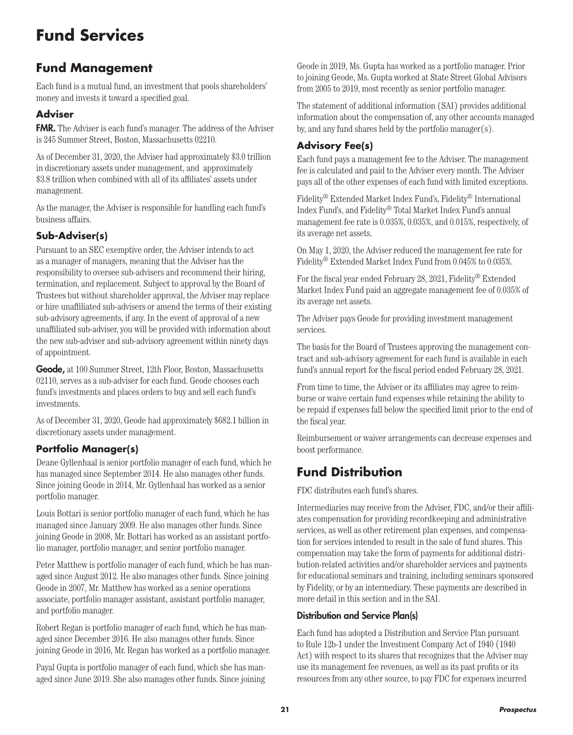# Fund Services

## Fund Management

Each fund is a mutual fund, an investment that pools shareholders' money and invests it toward a specified goal.

### Adviser

**FMR.** The Adviser is each fund's manager. The address of the Adviser is 245 Summer Street, Boston, Massachusetts 02210.

As of December 31, 2020, the Adviser had approximately $3.0 trillion in discretionary assets under management, and approximately $3.8 trillion when combined with all of its affiliates' assets under management.

As the manager, the Adviser is responsible for handling each fund's business affairs.

### Sub-Adviser(s)

Pursuant to an SEC exemptive order, the Adviser intends to act as a manager of managers, meaning that the Adviser has the responsibility to oversee sub-advisers and recommend their hiring, termination, and replacement. Subject to approval by the Board of Trustees but without shareholder approval, the Adviser may replace or hire unaffiliated sub-advisers or amend the terms of their existing sub-advisory agreements, if any. In the event of approval of a new unaffiliated sub-adviser, you will be provided with information about the new sub-adviser and sub-advisory agreement within ninety days of appointment.

**Geode,** at 100 Summer Street, 12th Floor, Boston, Massachusetts 02110, serves as a sub-adviser for each fund. Geode chooses each fund's investments and places orders to buy and sell each fund's investments.

As of December 31, 2020, Geode had approximately $682.1 billion in discretionary assets under management.

### Portfolio Manager(s)

Deane Gyllenhaal is senior portfolio manager of each fund, which he has managed since September 2014. He also manages other funds. Since joining Geode in 2014, Mr. Gyllenhaal has worked as a senior portfolio manager.

Louis Bottari is senior portfolio manager of each fund, which he has managed since January 2009. He also manages other funds. Since joining Geode in 2008, Mr. Bottari has worked as an assistant portfolio manager, portfolio manager, and senior portfolio manager.

Peter Matthew is portfolio manager of each fund, which he has managed since August 2012. He also manages other funds. Since joining Geode in 2007, Mr. Matthew has worked as a senior operations associate, portfolio manager assistant, assistant portfolio manager, and portfolio manager.

Robert Regan is portfolio manager of each fund, which he has managed since December 2016. He also manages other funds. Since joining Geode in 2016, Mr. Regan has worked as a portfolio manager.

Payal Gupta is portfolio manager of each fund, which she has managed since June 2019. She also manages other funds. Since joining Geode in 2019, Ms. Gupta has worked as a portfolio manager. Prior to joining Geode, Ms. Gupta worked at State Street Global Advisors from 2005 to 2019, most recently as senior portfolio manager.

The statement of additional information (SAI) provides additional information about the compensation of, any other accounts managed by, and any fund shares held by the portfolio manager(s).

### Advisory Fee(s)

Each fund pays a management fee to the Adviser. The management fee is calculated and paid to the Adviser every month. The Adviser pays all of the other expenses of each fund with limited exceptions.

Fidelity® Extended Market Index Fund's, Fidelity® International Index Fund's, and Fidelity® Total Market Index Fund's annual management fee rate is 0.035%, 0.035%, and 0.015%, respectively, of its average net assets.

On May 1, 2020, the Adviser reduced the management fee rate for Fidelity® Extended Market Index Fund from 0.045% to 0.035%.

For the fiscal year ended February 28, 2021, Fidelity® Extended Market Index Fund paid an aggregate management fee of 0.035% of its average net assets.

The Adviser pays Geode for providing investment management services.

The basis for the Board of Trustees approving the management contract and sub-advisory agreement for each fund is available in each fund's annual report for the fiscal period ended February 28, 2021.

From time to time, the Adviser or its affiliates may agree to reimburse or waive certain fund expenses while retaining the ability to be repaid if expenses fall below the specified limit prior to the end of the fiscal year.

Reimbursement or waiver arrangements can decrease expenses and boost performance.

## Fund Distribution

FDC distributes each fund's shares.

Intermediaries may receive from the Adviser, FDC, and/or their affiliates compensation for providing recordkeeping and administrative services, as well as other retirement plan expenses, and compensation for services intended to result in the sale of fund shares. This compensation may take the form of payments for additional distribution-related activities and/or shareholder services and payments for educational seminars and training, including seminars sponsored by Fidelity, or by an intermediary. These payments are described in more detail in this section and in the SAI.

### Distribution and Service Plan(s)

Each fund has adopted a Distribution and Service Plan pursuant to Rule 12b-1 under the Investment Company Act of 1940 (1940 Act) with respect to its shares that recognizes that the Adviser may use its management fee revenues, as well as its past profits or its resources from any other source, to pay FDC for expenses incurred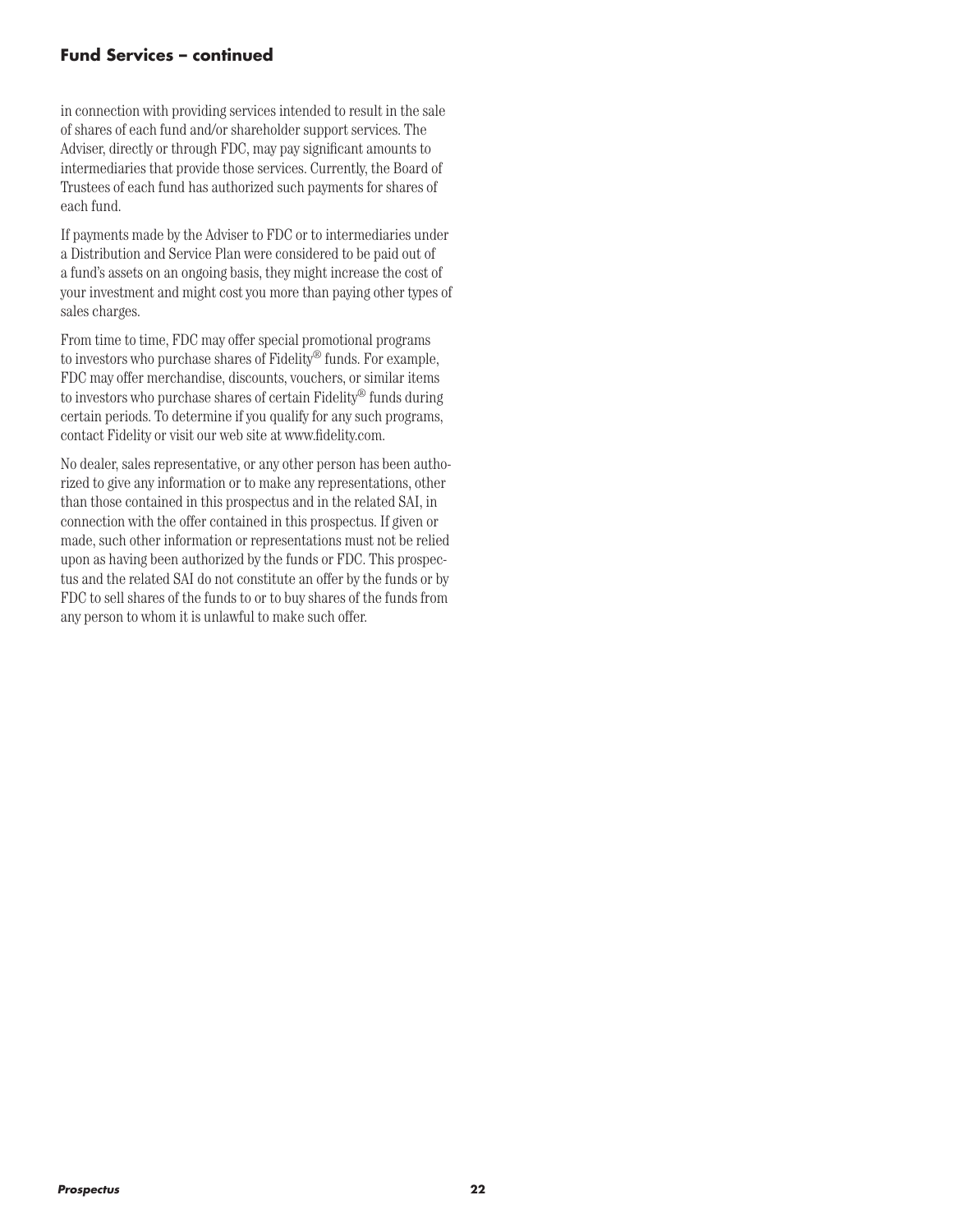## Fund Services – continued

in connection with providing services intended to result in the sale of shares of each fund and/or shareholder support services. The Adviser, directly or through FDC, may pay significant amounts to intermediaries that provide those services. Currently, the Board of Trustees of each fund has authorized such payments for shares of each fund.

If payments made by the Adviser to FDC or to intermediaries under a Distribution and Service Plan were considered to be paid out of a fund's assets on an ongoing basis, they might increase the cost of your investment and might cost you more than paying other types of sales charges.

From time to time, FDC may offer special promotional programs to investors who purchase shares of Fidelity® funds. For example, FDC may offer merchandise, discounts, vouchers, or similar items to investors who purchase shares of certain Fidelity® funds during certain periods. To determine if you qualify for any such programs, contact Fidelity or visit our web site at www.fidelity.com.

No dealer, sales representative, or any other person has been authorized to give any information or to make any representations, other than those contained in this prospectus and in the related SAI, in connection with the offer contained in this prospectus. If given or made, such other information or representations must not be relied upon as having been authorized by the funds or FDC. This prospectus and the related SAI do not constitute an offer by the funds or by FDC to sell shares of the funds to or to buy shares of the funds from any person to whom it is unlawful to make such offer.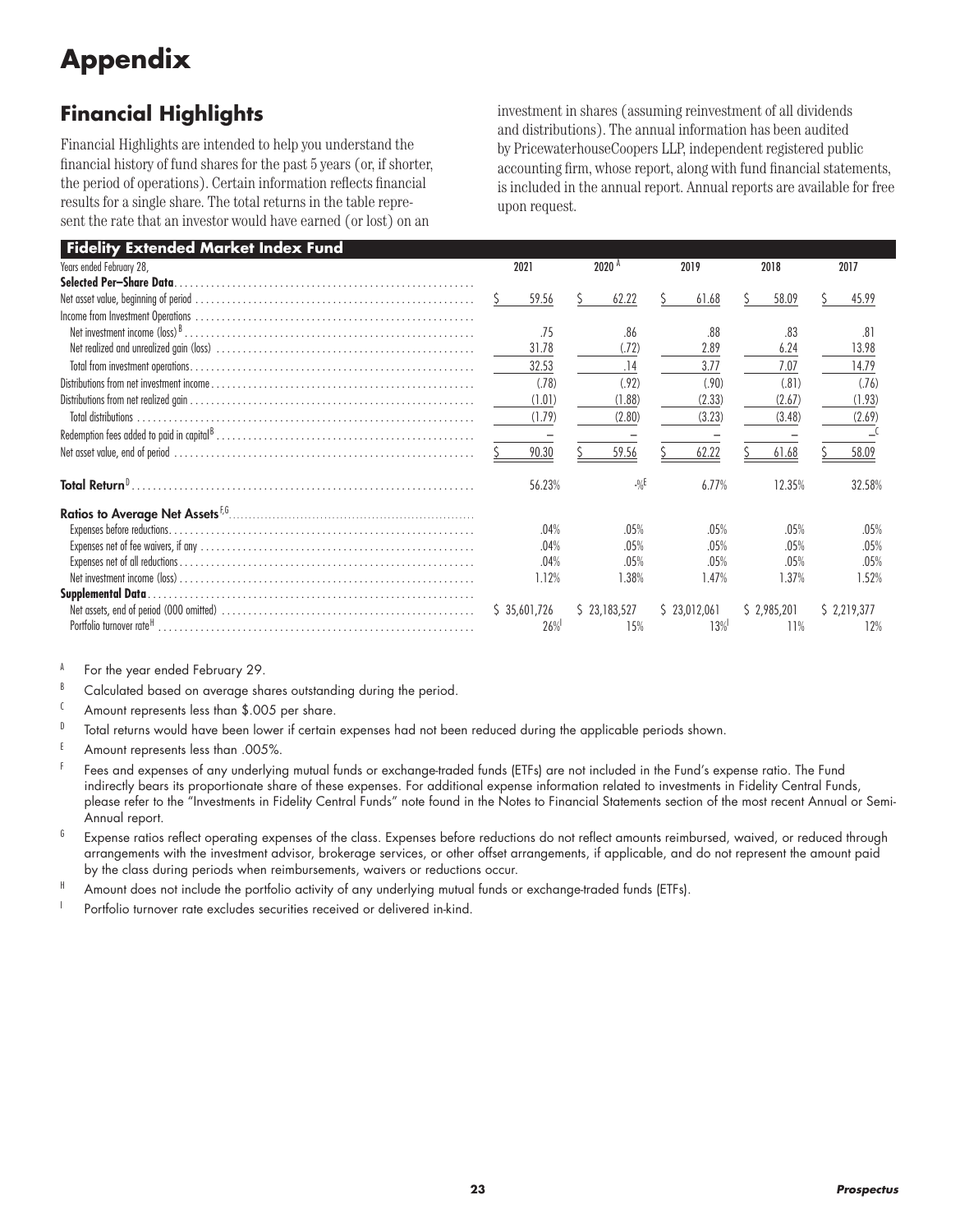# Appendix

## Financial Highlights

Financial Highlights are intended to help you understand the financial history of fund shares for the past 5 years (or, if shorter, the period of operations). Certain information reflects financial results for a single share. The total returns in the table represent the rate that an investor would have earned (or lost) on an investment in shares (assuming reinvestment of all dividends and distributions). The annual information has been audited by PricewaterhouseCoopers LLP, independent registered public accounting firm, whose report, along with fund financial statements, is included in the annual report. Annual reports are available for free upon request.

| **Fidelity Extended Market Index Fund** | | | | | |
|---|---|---|---|---|---|
| Years ended February 28, | 2021 | 2020 [A] | 2019 | 2018 | 2017 |
| **Selected Per–Share Data** | | | | | |
| Net asset value, beginning of period | $ 59.56 | $ 62.22 | $ 61.68 | $ 58.09 | $ 45.99 |
| Income from Investment Operations | | | | | |
| Net investment income (loss) [B] | .75 | .86 | .88 | .83 | .81 |
| Net realized and unrealized gain (loss) | 31.78 | (.72) | 2.89 | 6.24 | 13.98 |
| Total from investment operations | 32.53 | .14 | 3.77 | 7.07 | 14.79 |
| Distributions from net investment income | (.78) | (.92) | (.90) | (.81) | (.76) |
| Distributions from net realized gain | (1.01) | (1.88) | (2.33) | (2.67) | (1.93) |
| Total distributions | (1.79) | (2.80) | (3.23) | (3.48) | (2.69) |
| Redemption fees added to paid in capital [B] | – | – | – | – | – [C] |
| Net asset value, end of period | $ 90.30 | $ 59.56 | $ 62.22 | $ 61.68 | $ 58.09 |
| **Total Return** [D] | 56.23% | -% [E] | 6.77% | 12.35% | 32.58% |
| **Ratios to Average Net Assets** [F,G] | | | | | |
| Expenses before reductions | .04% | .05% | .05% | .05% | .05% |
| Expenses net of fee waivers, if any | .04% | .05% | .05% | .05% | .05% |
| Expenses net of all reductions | .04% | .05% | .05% | .05% | .05% |
| Net investment income (loss) | 1.12% | 1.38% | 1.47% | 1.37% | 1.52% |
| **Supplemental Data** | | | | | |
| Net assets, end of period (000 omitted) | $ 35,601,726 | $ 23,183,527 | $ 23,012,061 | $ 2,985,201 | $ 2,219,377 |
| Portfolio turnover rate [H] | 26% [I] | 15% | 13% [I] | 11% | 12% |

[A] For the year ended February 29.

[B] Calculated based on average shares outstanding during the period.

[C] Amount represents less than $.005 per share.

[D] Total returns would have been lower if certain expenses had not been reduced during the applicable periods shown.

[E] Amount represents less than .005%.

[F] Fees and expenses of any underlying mutual funds or exchange-traded funds (ETFs) are not included in the Fund's expense ratio. The Fund indirectly bears its proportionate share of these expenses. For additional expense information related to investments in Fidelity Central Funds, please refer to the "Investments in Fidelity Central Funds" note found in the Notes to Financial Statements section of the most recent Annual or Semi-Annual report.

[G] Expense ratios reflect operating expenses of the class. Expenses before reductions do not reflect amounts reimbursed, waived, or reduced through arrangements with the investment advisor, brokerage services, or other offset arrangements, if applicable, and do not represent the amount paid by the class during periods when reimbursements, waivers or reductions occur.

[H] Amount does not include the portfolio activity of any underlying mutual funds or exchange-traded funds (ETFs).

[I] Portfolio turnover rate excludes securities received or delivered in-kind.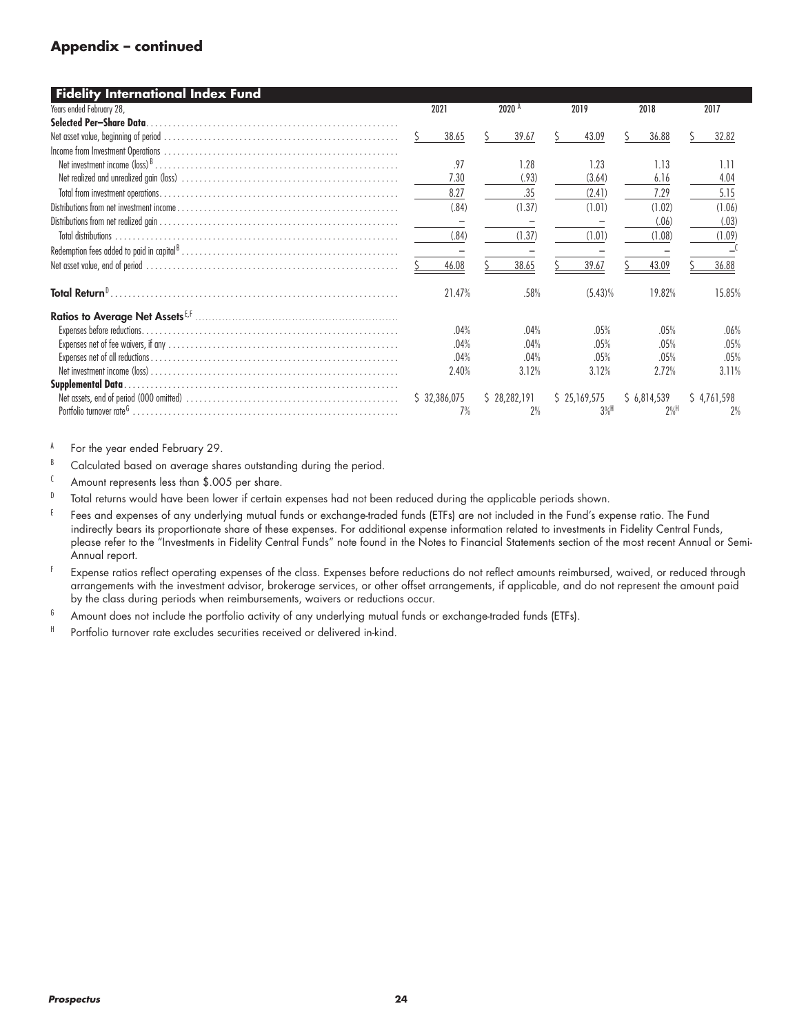## Appendix – continued

| Fidelity International Index Fund | | | | | |
|---|---|---|---|---|---|
| Years ended February 28, | 2021 | 2020 [A] | 2019 | 2018 | 2017 |
| **Selected Per–Share Data** | | | | | |
| Net asset value, beginning of period | $ 38.65 | $ 39.67 | $ 43.09 | $ 36.88 | $ 32.82 |
| Income from Investment Operations | | | | | |
| Net investment income (loss) [B] | .97 | 1.28 | 1.23 | 1.13 | 1.11 |
| Net realized and unrealized gain (loss) | 7.30 | (.93) | (3.64) | 6.16 | 4.04 |
| Total from investment operations | 8.27 | .35 | (2.41) | 7.29 | 5.15 |
| Distributions from net investment income | (.84) | (1.37) | (1.01) | (1.02) | (1.06) |
| Distributions from net realized gain | – | – | – | (.06) | (.03) |
| Total distributions | (.84) | (1.37) | (1.01) | (1.08) | (1.09) |
| Redemption fees added to paid in capital [B] | – | – | – | – | – [C] |
| Net asset value, end of period | $ 46.08 | $ 38.65 | $ 39.67 | $ 43.09 | $ 36.88 |
| **Total Return** [D] | 21.47% | .58% | (5.43)% | 19.82% | 15.85% |
| **Ratios to Average Net Assets** [E,F] | | | | | |
| Expenses before reductions | .04% | .04% | .05% | .05% | .06% |
| Expenses net of fee waivers, if any | .04% | .04% | .05% | .05% | .05% |
| Expenses net of all reductions | .04% | .04% | .05% | .05% | .05% |
| Net investment income (loss) | 2.40% | 3.12% | 3.12% | 2.72% | 3.11% |
| **Supplemental Data** | | | | | |
| Net assets, end of period (000 omitted) | $ 32,386,075 | $ 28,282,191 | $ 25,169,575 | $ 6,814,539 | $ 4,761,598 |
| Portfolio turnover rate [G] | 7% | 2% | 3% [H] | 2% [H] | 2% |

[A] For the year ended February 29.

[B] Calculated based on average shares outstanding during the period.

[C] Amount represents less than $.005 per share.

[D] Total returns would have been lower if certain expenses had not been reduced during the applicable periods shown.

[E] Fees and expenses of any underlying mutual funds or exchange-traded funds (ETFs) are not included in the Fund's expense ratio. The Fund indirectly bears its proportionate share of these expenses. For additional expense information related to investments in Fidelity Central Funds, please refer to the "Investments in Fidelity Central Funds" note found in the Notes to Financial Statements section of the most recent Annual or Semi-Annual report.

[F] Expense ratios reflect operating expenses of the class. Expenses before reductions do not reflect amounts reimbursed, waived, or reduced through arrangements with the investment advisor, brokerage services, or other offset arrangements, if applicable, and do not represent the amount paid by the class during periods when reimbursements, waivers or reductions occur.

[G] Amount does not include the portfolio activity of any underlying mutual funds or exchange-traded funds (ETFs).

[H] Portfolio turnover rate excludes securities received or delivered in-kind.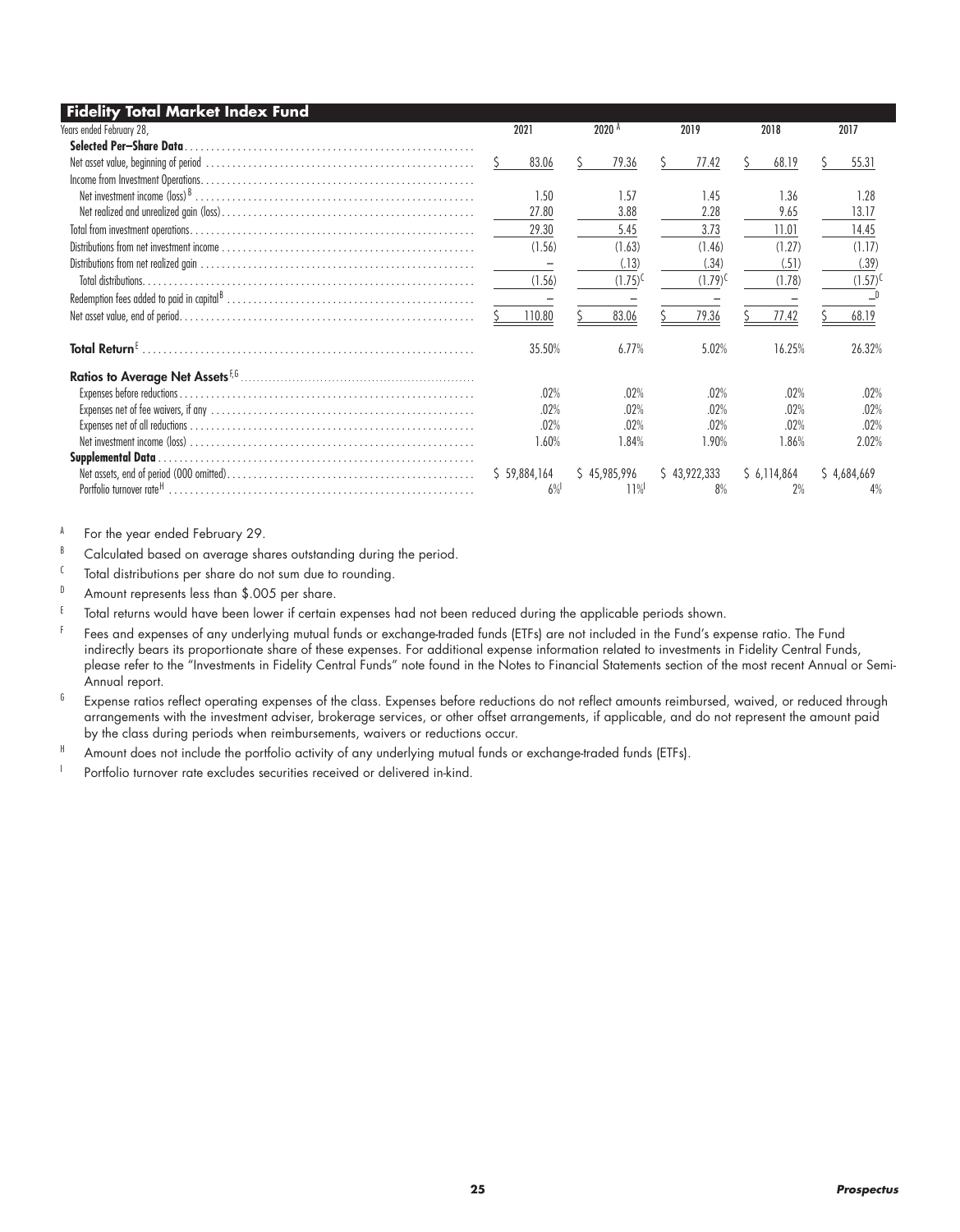## Fidelity Total Market Index Fund

| Years ended February 28, | 2021 | 2020 [A] | 2019 | 2018 | 2017 |
|---|---|---|---|---|---|
| **Selected Per–Share Data** | | | | | |
| Net asset value, beginning of period | $ 83.06 | $ 79.36 | $ 77.42 | $ 68.19 | $ 55.31 |
| Income from Investment Operations | | | | | |
| Net investment income (loss) [B] | 1.50 | 1.57 | 1.45 | 1.36 | 1.28 |
| Net realized and unrealized gain (loss) | 27.80 | 3.88 | 2.28 | 9.65 | 13.17 |
| Total from investment operations | 29.30 | 5.45 | 3.73 | 11.01 | 14.45 |
| Distributions from net investment income | (1.56) | (1.63) | (1.46) | (1.27) | (1.17) |
| Distributions from net realized gain | – | (.13) | (.34) | (.51) | (.39) |
| Total distributions | (1.56) | (1.75) [C] | (1.79) [C] | (1.78) | (1.57) [C] |
| Redemption fees added to paid in capital [B] | – | – | – | – | – [D] |
| Net asset value, end of period | $ 110.80 | $ 83.06 | $ 79.36 | $ 77.42 | $ 68.19 |
| **Total Return** [E] | 35.50% | 6.77% | 5.02% | 16.25% | 26.32% |
| **Ratios to Average Net Assets** [F,G] | | | | | |
| Expenses before reductions | .02% | .02% | .02% | .02% | .02% |
| Expenses net of fee waivers, if any | .02% | .02% | .02% | .02% | .02% |
| Expenses net of all reductions | .02% | .02% | .02% | .02% | .02% |
| Net investment income (loss) | 1.60% | 1.84% | 1.90% | 1.86% | 2.02% |
| **Supplemental Data** | | | | | |
| Net assets, end of period (000 omitted) | $ 59,884,164 | $ 45,985,996 | $ 43,922,333 | $ 6,114,864 | $ 4,684,669 |
| Portfolio turnover rate [H] | 6% [I] | 11% [I] | 8% | 2% | 4% |

[A] For the year ended February 29.

[B] Calculated based on average shares outstanding during the period.

[C] Total distributions per share do not sum due to rounding.

[D] Amount represents less than $.005 per share.

[E] Total returns would have been lower if certain expenses had not been reduced during the applicable periods shown.

[F] Fees and expenses of any underlying mutual funds or exchange-traded funds (ETFs) are not included in the Fund's expense ratio. The Fund indirectly bears its proportionate share of these expenses. For additional expense information related to investments in Fidelity Central Funds, please refer to the "Investments in Fidelity Central Funds" note found in the Notes to Financial Statements section of the most recent Annual or Semi-Annual report.

[G] Expense ratios reflect operating expenses of the class. Expenses before reductions do not reflect amounts reimbursed, waived, or reduced through arrangements with the investment adviser, brokerage services, or other offset arrangements, if applicable, and do not represent the amount paid by the class during periods when reimbursements, waivers or reductions occur.

[H] Amount does not include the portfolio activity of any underlying mutual funds or exchange-traded funds (ETFs).

[I] Portfolio turnover rate excludes securities received or delivered in-kind.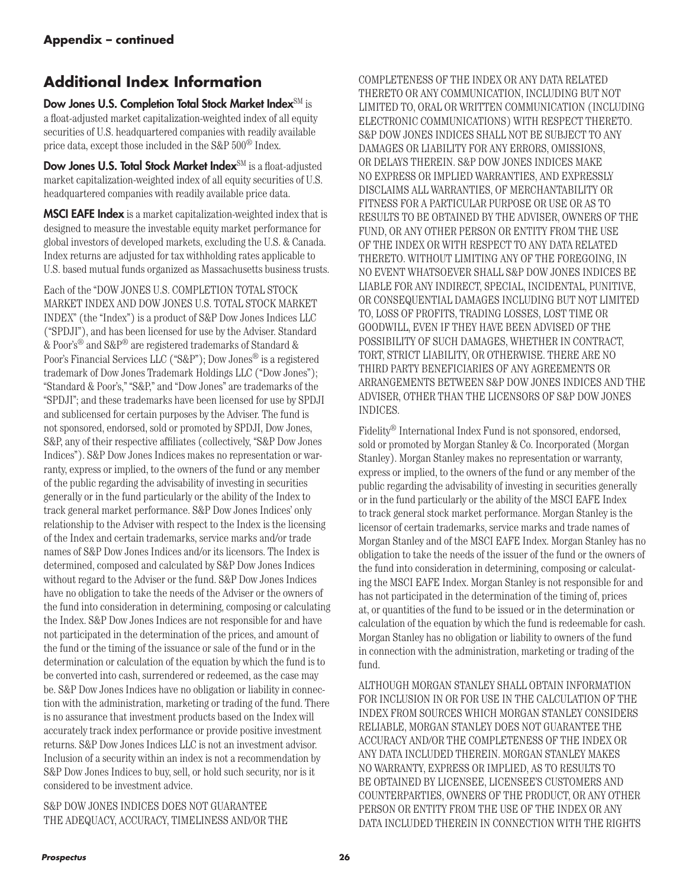**Appendix – continued**

## Additional Index Information

**Dow Jones U.S. Completion Total Stock Market Index**SM is a float-adjusted market capitalization-weighted index of all equity securities of U.S. headquartered companies with readily available price data, except those included in the S&P 500® Index.

**Dow Jones U.S. Total Stock Market Index**SM is a float-adjusted market capitalization-weighted index of all equity securities of U.S. headquartered companies with readily available price data.

**MSCI EAFE Index** is a market capitalization-weighted index that is designed to measure the investable equity market performance for global investors of developed markets, excluding the U.S. & Canada. Index returns are adjusted for tax withholding rates applicable to U.S. based mutual funds organized as Massachusetts business trusts.

Each of the "DOW JONES U.S. COMPLETION TOTAL STOCK MARKET INDEX AND DOW JONES U.S. TOTAL STOCK MARKET INDEX" (the "Index") is a product of S&P Dow Jones Indices LLC ("SPDJI"), and has been licensed for use by the Adviser. Standard & Poor's® and S&P® are registered trademarks of Standard & Poor's Financial Services LLC ("S&P"); Dow Jones® is a registered trademark of Dow Jones Trademark Holdings LLC ("Dow Jones"); "Standard & Poor's," "S&P," and "Dow Jones" are trademarks of the "SPDJI"; and these trademarks have been licensed for use by SPDJI and sublicensed for certain purposes by the Adviser. The fund is not sponsored, endorsed, sold or promoted by SPDJI, Dow Jones, S&P, any of their respective affiliates (collectively, "S&P Dow Jones Indices"). S&P Dow Jones Indices makes no representation or warranty, express or implied, to the owners of the fund or any member of the public regarding the advisability of investing in securities generally or in the fund particularly or the ability of the Index to track general market performance. S&P Dow Jones Indices' only relationship to the Adviser with respect to the Index is the licensing of the Index and certain trademarks, service marks and/or trade names of S&P Dow Jones Indices and/or its licensors. The Index is determined, composed and calculated by S&P Dow Jones Indices without regard to the Adviser or the fund. S&P Dow Jones Indices have no obligation to take the needs of the Adviser or the owners of the fund into consideration in determining, composing or calculating the Index. S&P Dow Jones Indices are not responsible for and have not participated in the determination of the prices, and amount of the fund or the timing of the issuance or sale of the fund or in the determination or calculation of the equation by which the fund is to be converted into cash, surrendered or redeemed, as the case may be. S&P Dow Jones Indices have no obligation or liability in connection with the administration, marketing or trading of the fund. There is no assurance that investment products based on the Index will accurately track index performance or provide positive investment returns. S&P Dow Jones Indices LLC is not an investment advisor. Inclusion of a security within an index is not a recommendation by S&P Dow Jones Indices to buy, sell, or hold such security, nor is it considered to be investment advice.

S&P DOW JONES INDICES DOES NOT GUARANTEE THE ADEQUACY, ACCURACY, TIMELINESS AND/OR THE COMPLETENESS OF THE INDEX OR ANY DATA RELATED THERETO OR ANY COMMUNICATION, INCLUDING BUT NOT LIMITED TO, ORAL OR WRITTEN COMMUNICATION (INCLUDING ELECTRONIC COMMUNICATIONS) WITH RESPECT THERETO. S&P DOW JONES INDICES SHALL NOT BE SUBJECT TO ANY DAMAGES OR LIABILITY FOR ANY ERRORS, OMISSIONS, OR DELAYS THEREIN. S&P DOW JONES INDICES MAKE NO EXPRESS OR IMPLIED WARRANTIES, AND EXPRESSLY DISCLAIMS ALL WARRANTIES, OF MERCHANTABILITY OR FITNESS FOR A PARTICULAR PURPOSE OR USE OR AS TO RESULTS TO BE OBTAINED BY THE ADVISER, OWNERS OF THE FUND, OR ANY OTHER PERSON OR ENTITY FROM THE USE OF THE INDEX OR WITH RESPECT TO ANY DATA RELATED THERETO. WITHOUT LIMITING ANY OF THE FOREGOING, IN NO EVENT WHATSOEVER SHALL S&P DOW JONES INDICES BE LIABLE FOR ANY INDIRECT, SPECIAL, INCIDENTAL, PUNITIVE, OR CONSEQUENTIAL DAMAGES INCLUDING BUT NOT LIMITED TO, LOSS OF PROFITS, TRADING LOSSES, LOST TIME OR GOODWILL, EVEN IF THEY HAVE BEEN ADVISED OF THE POSSIBILITY OF SUCH DAMAGES, WHETHER IN CONTRACT, TORT, STRICT LIABILITY, OR OTHERWISE. THERE ARE NO THIRD PARTY BENEFICIARIES OF ANY AGREEMENTS OR ARRANGEMENTS BETWEEN S&P DOW JONES INDICES AND THE ADVISER, OTHER THAN THE LICENSORS OF S&P DOW JONES INDICES.

Fidelity® International Index Fund is not sponsored, endorsed, sold or promoted by Morgan Stanley & Co. Incorporated (Morgan Stanley). Morgan Stanley makes no representation or warranty, express or implied, to the owners of the fund or any member of the public regarding the advisability of investing in securities generally or in the fund particularly or the ability of the MSCI EAFE Index to track general stock market performance. Morgan Stanley is the licensor of certain trademarks, service marks and trade names of Morgan Stanley and of the MSCI EAFE Index. Morgan Stanley has no obligation to take the needs of the issuer of the fund or the owners of the fund into consideration in determining, composing or calculating the MSCI EAFE Index. Morgan Stanley is not responsible for and has not participated in the determination of the timing of, prices at, or quantities of the fund to be issued or in the determination or calculation of the equation by which the fund is redeemable for cash. Morgan Stanley has no obligation or liability to owners of the fund in connection with the administration, marketing or trading of the fund.

ALTHOUGH MORGAN STANLEY SHALL OBTAIN INFORMATION FOR INCLUSION IN OR FOR USE IN THE CALCULATION OF THE INDEX FROM SOURCES WHICH MORGAN STANLEY CONSIDERS RELIABLE, MORGAN STANLEY DOES NOT GUARANTEE THE ACCURACY AND/OR THE COMPLETENESS OF THE INDEX OR ANY DATA INCLUDED THEREIN. MORGAN STANLEY MAKES NO WARRANTY, EXPRESS OR IMPLIED, AS TO RESULTS TO BE OBTAINED BY LICENSEE, LICENSEE'S CUSTOMERS AND COUNTERPARTIES, OWNERS OF THE PRODUCT, OR ANY OTHER PERSON OR ENTITY FROM THE USE OF THE INDEX OR ANY DATA INCLUDED THEREIN IN CONNECTION WITH THE RIGHTS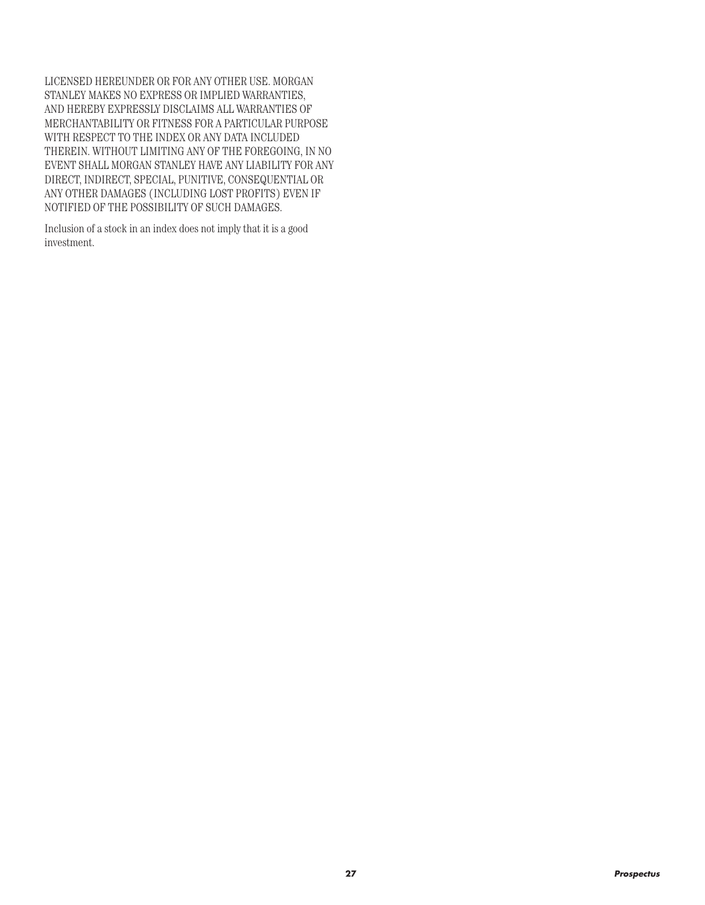LICENSED HEREUNDER OR FOR ANY OTHER USE. MORGAN STANLEY MAKES NO EXPRESS OR IMPLIED WARRANTIES, AND HEREBY EXPRESSLY DISCLAIMS ALL WARRANTIES OF MERCHANTABILITY OR FITNESS FOR A PARTICULAR PURPOSE WITH RESPECT TO THE INDEX OR ANY DATA INCLUDED THEREIN. WITHOUT LIMITING ANY OF THE FOREGOING, IN NO EVENT SHALL MORGAN STANLEY HAVE ANY LIABILITY FOR ANY DIRECT, INDIRECT, SPECIAL, PUNITIVE, CONSEQUENTIAL OR ANY OTHER DAMAGES (INCLUDING LOST PROFITS) EVEN IF NOTIFIED OF THE POSSIBILITY OF SUCH DAMAGES.

Inclusion of a stock in an index does not imply that it is a good investment.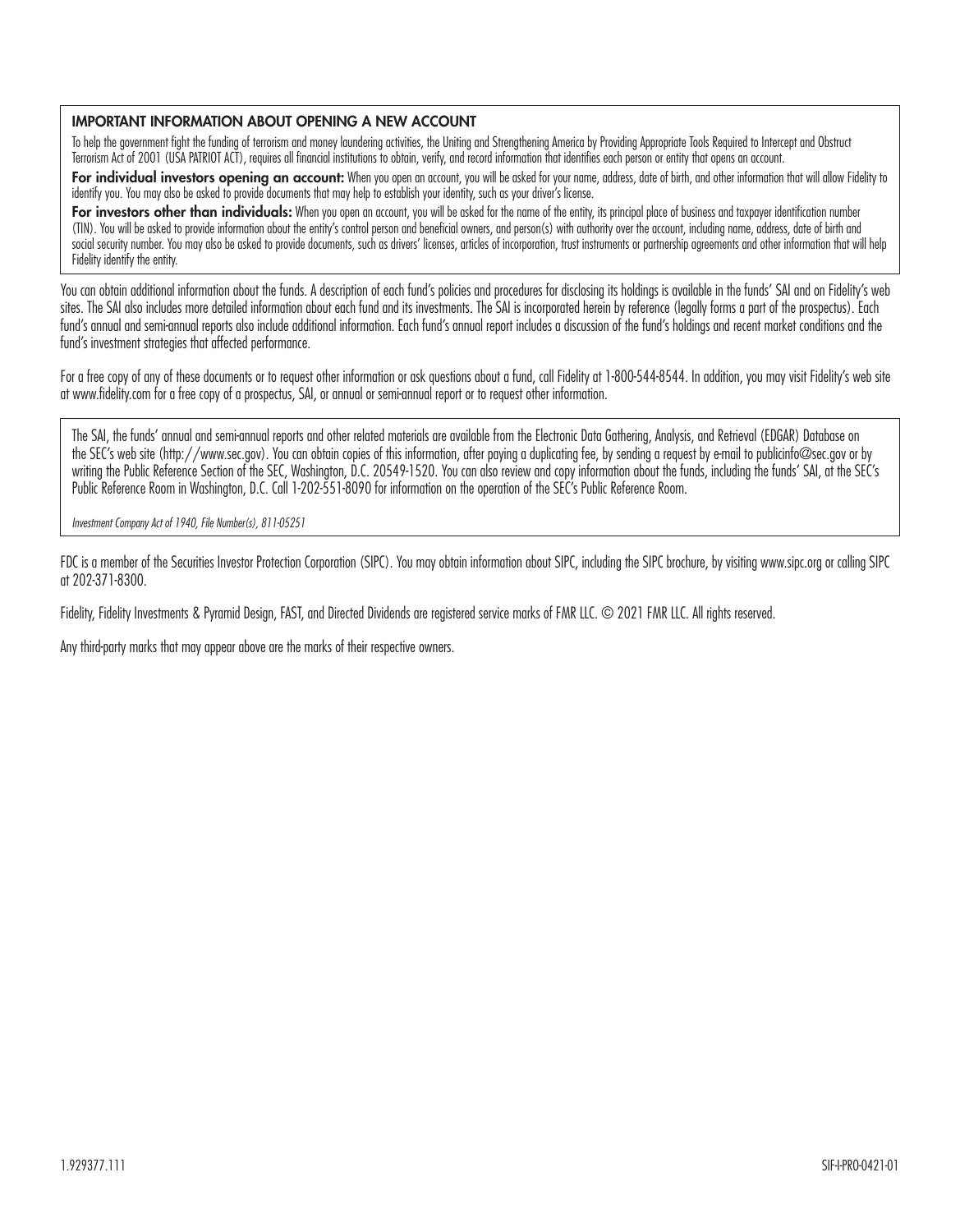## IMPORTANT INFORMATION ABOUT OPENING A NEW ACCOUNT

To help the government fight the funding of terrorism and money laundering activities, the Uniting and Strengthening America by Providing Appropriate Tools Required to Intercept and Obstruct Terrorism Act of 2001 (USA PATRIOT ACT), requires all financial institutions to obtain, verify, and record information that identifies each person or entity that opens an account.

**For individual investors opening an account:** When you open an account, you will be asked for your name, address, date of birth, and other information that will allow Fidelity to identify you. You may also be asked to provide documents that may help to establish your identity, such as your driver's license.

**For investors other than individuals:** When you open an account, you will be asked for the name of the entity, its principal place of business and taxpayer identification number (TIN). You will be asked to provide information about the entity's control person and beneficial owners, and person(s) with authority over the account, including name, address, date of birth and social security number. You may also be asked to provide documents, such as drivers' licenses, articles of incorporation, trust instruments or partnership agreements and other information that will help Fidelity identify the entity.

You can obtain additional information about the funds. A description of each fund's policies and procedures for disclosing its holdings is available in the funds' SAI and on Fidelity's web sites. The SAI also includes more detailed information about each fund and its investments. The SAI is incorporated herein by reference (legally forms a part of the prospectus). Each fund's annual and semi-annual reports also include additional information. Each fund's annual report includes a discussion of the fund's holdings and recent market conditions and the fund's investment strategies that affected performance.

For a free copy of any of these documents or to request other information or ask questions about a fund, call Fidelity at 1-800-544-8544. In addition, you may visit Fidelity's web site at www.fidelity.com for a free copy of a prospectus, SAI, or annual or semi-annual report or to request other information.

The SAI, the funds' annual and semi-annual reports and other related materials are available from the Electronic Data Gathering, Analysis, and Retrieval (EDGAR) Database on the SEC's web site (http://www.sec.gov). You can obtain copies of this information, after paying a duplicating fee, by sending a request by e-mail to publicinfo@sec.gov or by writing the Public Reference Section of the SEC, Washington, D.C. 20549-1520. You can also review and copy information about the funds, including the funds' SAI, at the SEC's Public Reference Room in Washington, D.C. Call 1-202-551-8090 for information on the operation of the SEC's Public Reference Room.

*Investment Company Act of 1940, File Number(s), 811-05251*

FDC is a member of the Securities Investor Protection Corporation (SIPC). You may obtain information about SIPC, including the SIPC brochure, by visiting www.sipc.org or calling SIPC at 202-371-8300.

Fidelity, Fidelity Investments & Pyramid Design, FAST, and Directed Dividends are registered service marks of FMR LLC. © 2021 FMR LLC. All rights reserved.

Any third-party marks that may appear above are the marks of their respective owners.

1.929377.111 SIF-I-PRO-0421-01